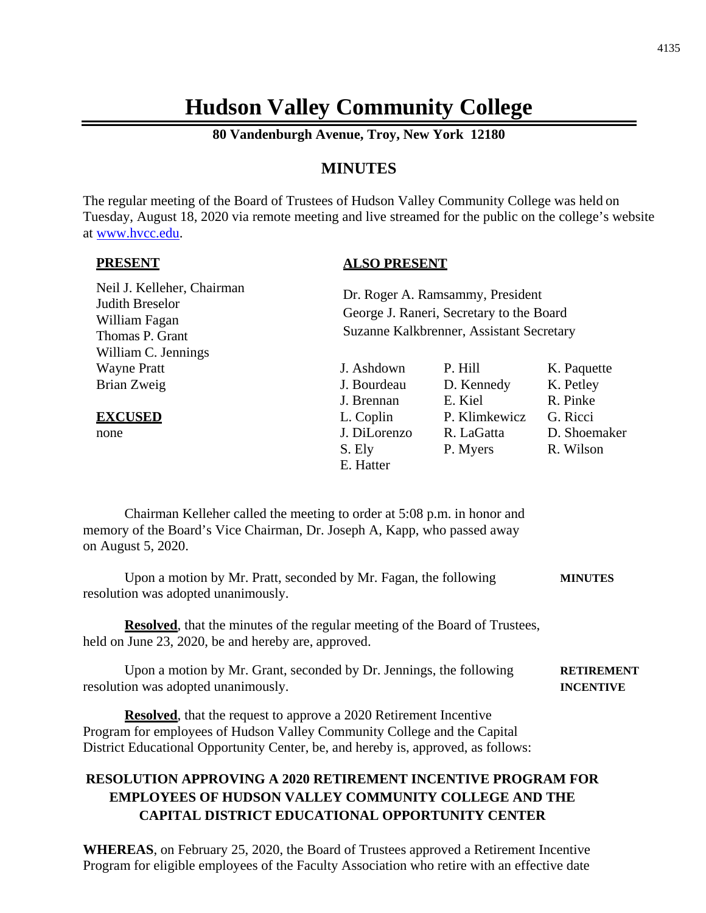# Hudson Valley Community College

**80 Vandenburgh Avenue, Troy, New York 12180**

## MINUTES

The regular meeting of the Board of Trustees of Hudson Valley Community College was held on Tuesday, August 18, 2020 via remote meeting and live streamed for the public on the college's website at www.hvcc.edu.

**PRESENT**

Neil J. Kelleher, Chairman
Judith Breselor
William Fagan
Thomas P. Grant
William C. Jennings
Wayne Pratt
Brian Zweig

**EXCUSED**

none

**ALSO PRESENT**

Dr. Roger A. Ramsammy, President
George J. Raneri, Secretary to the Board
Suzanne Kalkbrenner, Assistant Secretary

J. Ashdown, J. Bourdeau, J. Brennan, L. Coplin, J. DiLorenzo, S. Ely, E. Hatter, P. Hill, D. Kennedy, E. Kiel, P. Klimkewicz, R. LaGatta, P. Myers, K. Paquette, K. Petley, R. Pinke, G. Ricci, D. Shoemaker, R. Wilson

Chairman Kelleher called the meeting to order at 5:08 p.m. in honor and memory of the Board's Vice Chairman, Dr. Joseph A, Kapp, who passed away on August 5, 2020.

**MINUTES**

Upon a motion by Mr. Pratt, seconded by Mr. Fagan, the following resolution was adopted unanimously.

**Resolved**, that the minutes of the regular meeting of the Board of Trustees, held on June 23, 2020, be and hereby are, approved.

**RETIREMENT INCENTIVE**

Upon a motion by Mr. Grant, seconded by Dr. Jennings, the following resolution was adopted unanimously.

**Resolved**, that the request to approve a 2020 Retirement Incentive Program for employees of Hudson Valley Community College and the Capital District Educational Opportunity Center, be, and hereby is, approved, as follows:

**RESOLUTION APPROVING A 2020 RETIREMENT INCENTIVE PROGRAM FOR EMPLOYEES OF HUDSON VALLEY COMMUNITY COLLEGE AND THE CAPITAL DISTRICT EDUCATIONAL OPPORTUNITY CENTER**

**WHEREAS**, on February 25, 2020, the Board of Trustees approved a Retirement Incentive Program for eligible employees of the Faculty Association who retire with an effective date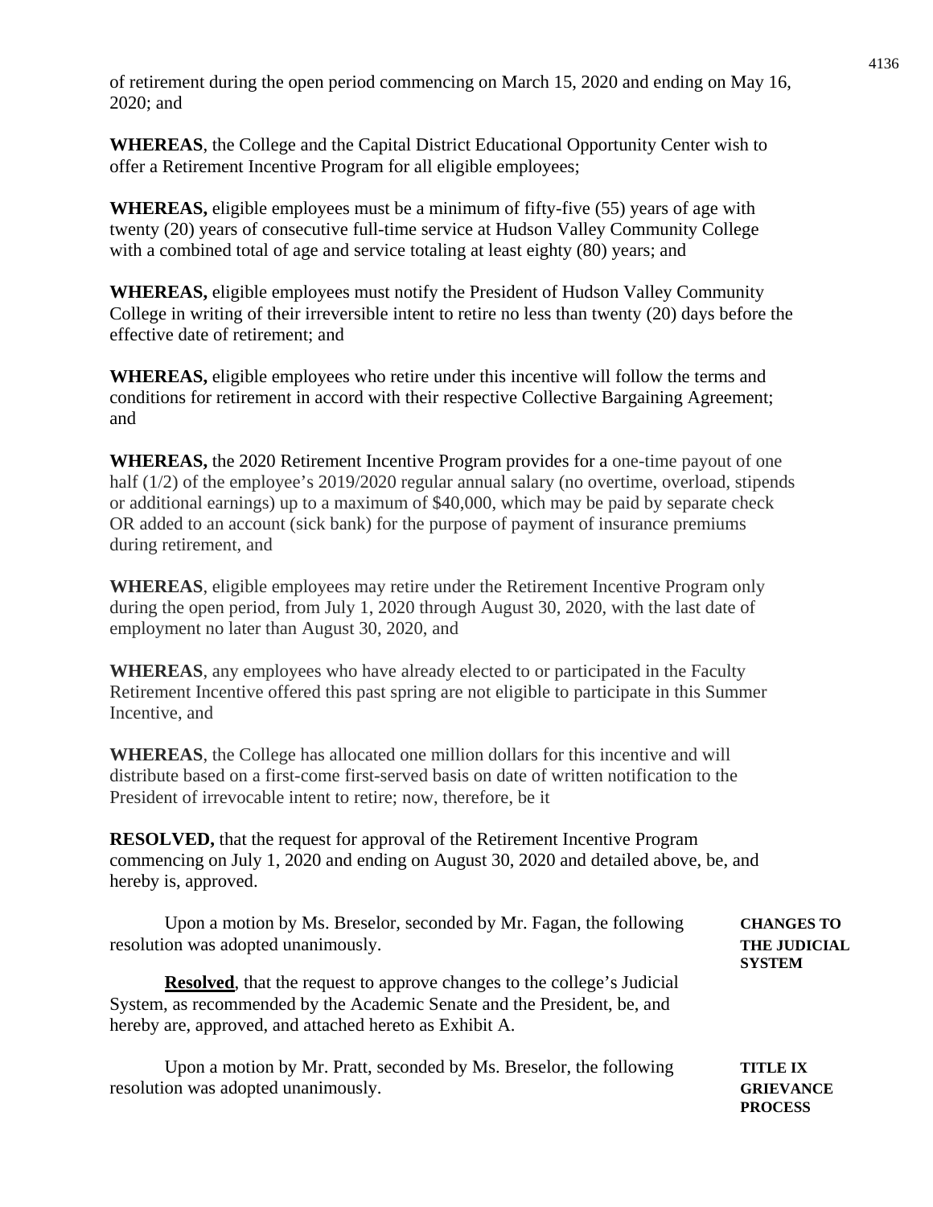of retirement during the open period commencing on March 15, 2020 and ending on May 16, 2020; and

**WHEREAS**, the College and the Capital District Educational Opportunity Center wish to offer a Retirement Incentive Program for all eligible employees;

**WHEREAS,** eligible employees must be a minimum of fifty-five (55) years of age with twenty (20) years of consecutive full-time service at Hudson Valley Community College with a combined total of age and service totaling at least eighty (80) years; and

**WHEREAS,** eligible employees must notify the President of Hudson Valley Community College in writing of their irreversible intent to retire no less than twenty (20) days before the effective date of retirement; and

**WHEREAS,** eligible employees who retire under this incentive will follow the terms and conditions for retirement in accord with their respective Collective Bargaining Agreement; and

**WHEREAS,** the 2020 Retirement Incentive Program provides for a one-time payout of one half (1/2) of the employee's 2019/2020 regular annual salary (no overtime, overload, stipends or additional earnings) up to a maximum of $40,000, which may be paid by separate check OR added to an account (sick bank) for the purpose of payment of insurance premiums during retirement, and

**WHEREAS**, eligible employees may retire under the Retirement Incentive Program only during the open period, from July 1, 2020 through August 30, 2020, with the last date of employment no later than August 30, 2020, and

**WHEREAS**, any employees who have already elected to or participated in the Faculty Retirement Incentive offered this past spring are not eligible to participate in this Summer Incentive, and

**WHEREAS**, the College has allocated one million dollars for this incentive and will distribute based on a first-come first-served basis on date of written notification to the President of irrevocable intent to retire; now, therefore, be it

**RESOLVED,** that the request for approval of the Retirement Incentive Program commencing on July 1, 2020 and ending on August 30, 2020 and detailed above, be, and hereby is, approved.

**CHANGES TO THE JUDICIAL SYSTEM**

Upon a motion by Ms. Breselor, seconded by Mr. Fagan, the following resolution was adopted unanimously.

**Resolved**, that the request to approve changes to the college's Judicial System, as recommended by the Academic Senate and the President, be, and hereby are, approved, and attached hereto as Exhibit A.

**TITLE IX GRIEVANCE PROCESS**

Upon a motion by Mr. Pratt, seconded by Ms. Breselor, the following resolution was adopted unanimously.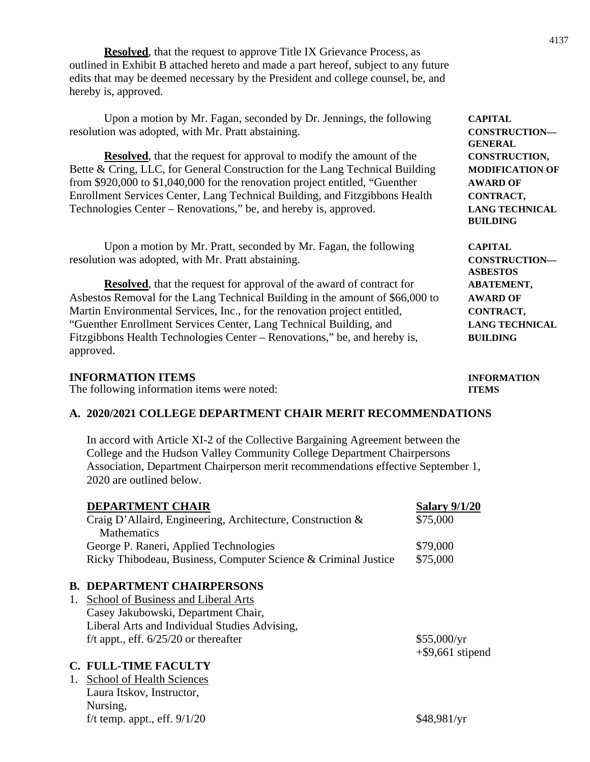**Resolved**, that the request to approve Title IX Grievance Process, as outlined in Exhibit B attached hereto and made a part hereof, subject to any future edits that may be deemed necessary by the President and college counsel, be, and hereby is, approved.

**CAPITAL CONSTRUCTION—GENERAL CONSTRUCTION, MODIFICATION OF AWARD OF CONTRACT, LANG TECHNICAL BUILDING**

Upon a motion by Mr. Fagan, seconded by Dr. Jennings, the following resolution was adopted, with Mr. Pratt abstaining.

**Resolved**, that the request for approval to modify the amount of the Bette & Cring, LLC, for General Construction for the Lang Technical Building from $920,000 to $1,040,000 for the renovation project entitled, "Guenther Enrollment Services Center, Lang Technical Building, and Fitzgibbons Health Technologies Center – Renovations," be, and hereby is, approved.

**CAPITAL CONSTRUCTION—ASBESTOS ABATEMENT, AWARD OF CONTRACT, LANG TECHNICAL BUILDING**

Upon a motion by Mr. Pratt, seconded by Mr. Fagan, the following resolution was adopted, with Mr. Pratt abstaining.

**Resolved**, that the request for approval of the award of contract for Asbestos Removal for the Lang Technical Building in the amount of $66,000 to Martin Environmental Services, Inc., for the renovation project entitled, "Guenther Enrollment Services Center, Lang Technical Building, and Fitzgibbons Health Technologies Center – Renovations," be, and hereby is, approved.

## INFORMATION ITEMS

**INFORMATION ITEMS**

The following information items were noted:

### A. 2020/2021 COLLEGE DEPARTMENT CHAIR MERIT RECOMMENDATIONS

In accord with Article XI-2 of the Collective Bargaining Agreement between the College and the Hudson Valley Community College Department Chairpersons Association, Department Chairperson merit recommendations effective September 1, 2020 are outlined below.

| DEPARTMENT CHAIR | Salary 9/1/20 |
|---|---|
| Craig D'Allaird, Engineering, Architecture, Construction & Mathematics | $75,000 |
| George P. Raneri, Applied Technologies | $79,000 |
| Ricky Thibodeau, Business, Computer Science & Criminal Justice | $75,000 |

### B. DEPARTMENT CHAIRPERSONS

1. School of Business and Liberal Arts
   Casey Jakubowski, Department Chair,
   Liberal Arts and Individual Studies Advising,
   f/t appt., eff. 6/25/20 or thereafter — $55,000/yr +$9,661 stipend

### C. FULL-TIME FACULTY

1. School of Health Sciences
   Laura Itskov, Instructor,
   Nursing,
   f/t temp. appt., eff. 9/1/20 — $48,981/yr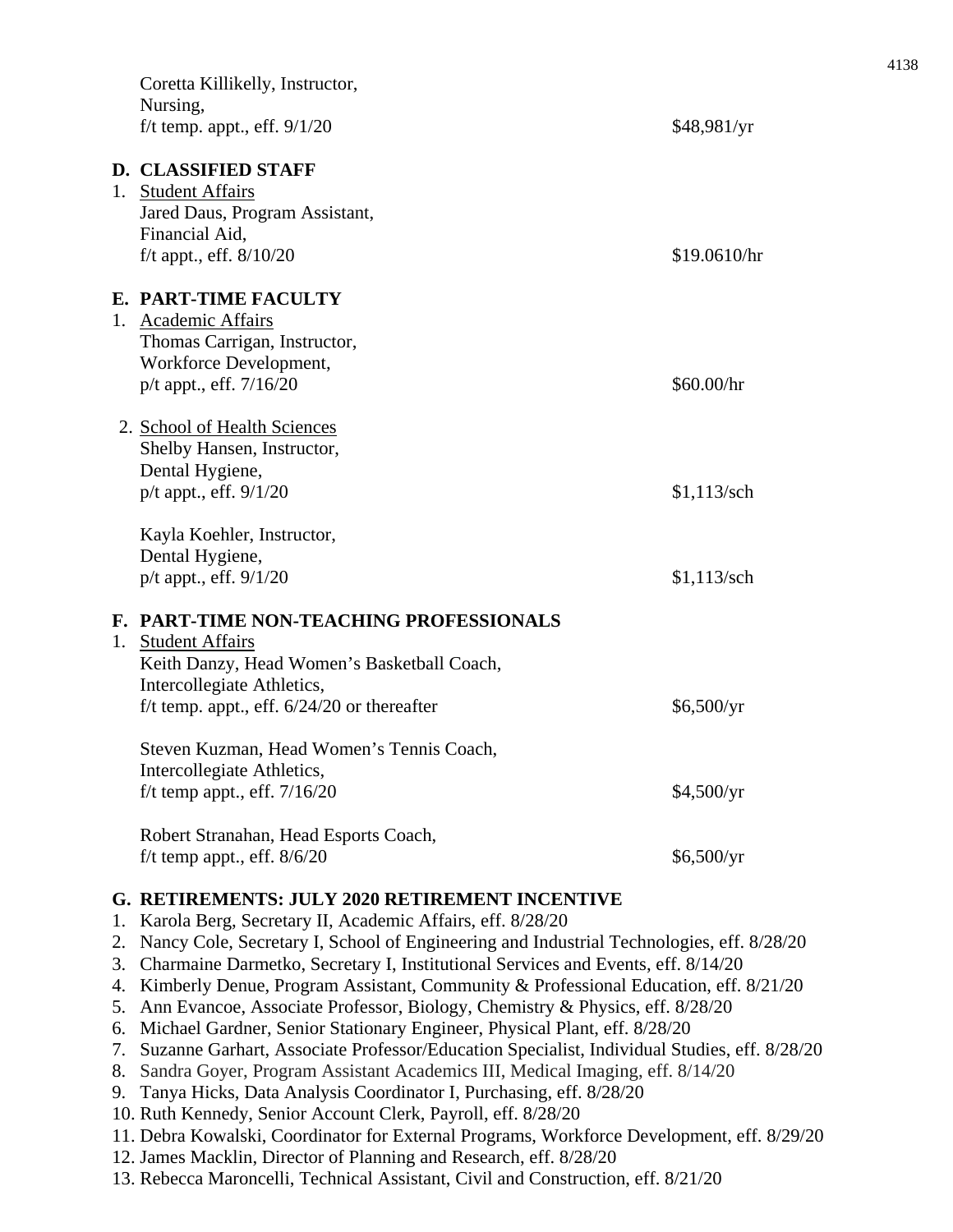Coretta Killikelly, Instructor,
Nursing,
f/t temp. appt., eff. 9/1/20 — $48,981/yr

**D. CLASSIFIED STAFF**

1. Student Affairs

Jared Daus, Program Assistant,
Financial Aid,
f/t appt., eff. 8/10/20 — $19.0610/hr

**E. PART-TIME FACULTY**

1. Academic Affairs

Thomas Carrigan, Instructor,
Workforce Development,
p/t appt., eff. 7/16/20 — $60.00/hr

2. School of Health Sciences

Shelby Hansen, Instructor,
Dental Hygiene,
p/t appt., eff. 9/1/20 — $1,113/sch

Kayla Koehler, Instructor,
Dental Hygiene,
p/t appt., eff. 9/1/20 — $1,113/sch

**F. PART-TIME NON-TEACHING PROFESSIONALS**

1. Student Affairs

Keith Danzy, Head Women's Basketball Coach,
Intercollegiate Athletics,
f/t temp. appt., eff. 6/24/20 or thereafter — $6,500/yr

Steven Kuzman, Head Women's Tennis Coach,
Intercollegiate Athletics,
f/t temp appt., eff. 7/16/20 — $4,500/yr

Robert Stranahan, Head Esports Coach,
f/t temp appt., eff. 8/6/20 — $6,500/yr

**G. RETIREMENTS: JULY 2020 RETIREMENT INCENTIVE**

1. Karola Berg, Secretary II, Academic Affairs, eff. 8/28/20
2. Nancy Cole, Secretary I, School of Engineering and Industrial Technologies, eff. 8/28/20
3. Charmaine Darmetko, Secretary I, Institutional Services and Events, eff. 8/14/20
4. Kimberly Denue, Program Assistant, Community & Professional Education, eff. 8/21/20
5. Ann Evancoe, Associate Professor, Biology, Chemistry & Physics, eff. 8/28/20
6. Michael Gardner, Senior Stationary Engineer, Physical Plant, eff. 8/28/20
7. Suzanne Garhart, Associate Professor/Education Specialist, Individual Studies, eff. 8/28/20
8. Sandra Goyer, Program Assistant Academics III, Medical Imaging, eff. 8/14/20
9. Tanya Hicks, Data Analysis Coordinator I, Purchasing, eff. 8/28/20
10. Ruth Kennedy, Senior Account Clerk, Payroll, eff. 8/28/20
11. Debra Kowalski, Coordinator for External Programs, Workforce Development, eff. 8/29/20
12. James Macklin, Director of Planning and Research, eff. 8/28/20
13. Rebecca Maroncelli, Technical Assistant, Civil and Construction, eff. 8/21/20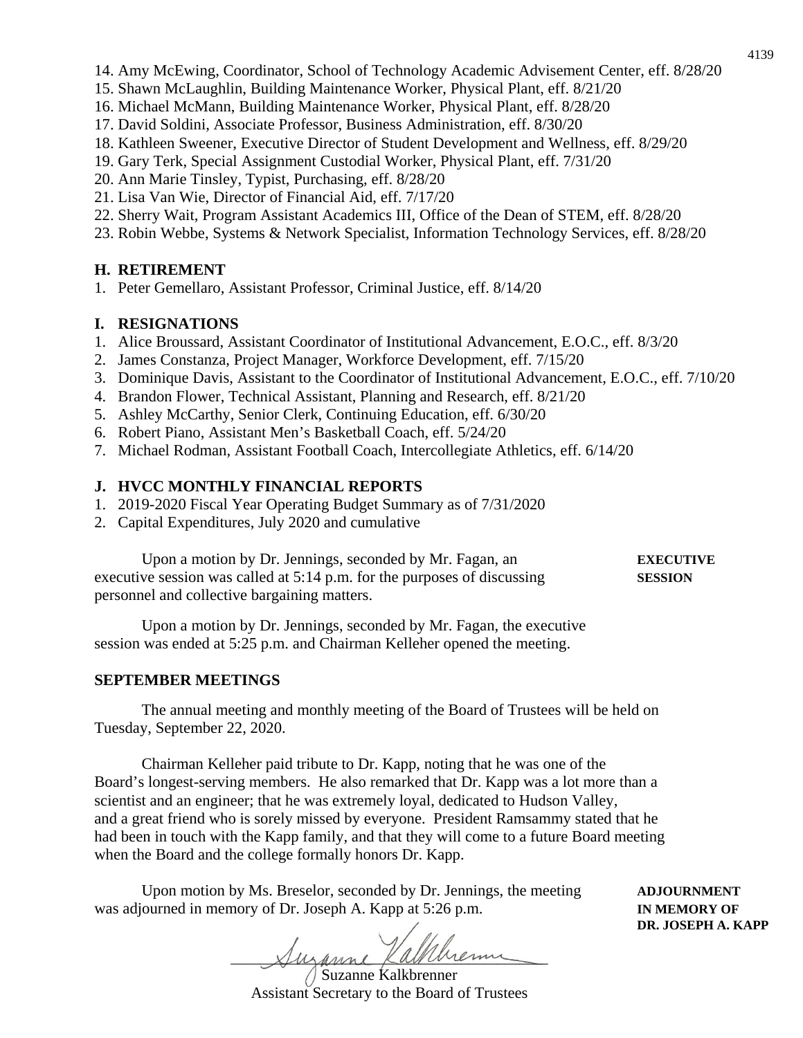14. Amy McEwing, Coordinator, School of Technology Academic Advisement Center, eff. 8/28/20
15. Shawn McLaughlin, Building Maintenance Worker, Physical Plant, eff. 8/21/20
16. Michael McMann, Building Maintenance Worker, Physical Plant, eff. 8/28/20
17. David Soldini, Associate Professor, Business Administration, eff. 8/30/20
18. Kathleen Sweener, Executive Director of Student Development and Wellness, eff. 8/29/20
19. Gary Terk, Special Assignment Custodial Worker, Physical Plant, eff. 7/31/20
20. Ann Marie Tinsley, Typist, Purchasing, eff. 8/28/20
21. Lisa Van Wie, Director of Financial Aid, eff. 7/17/20
22. Sherry Wait, Program Assistant Academics III, Office of the Dean of STEM, eff. 8/28/20
23. Robin Webbe, Systems & Network Specialist, Information Technology Services, eff. 8/28/20

**H. RETIREMENT**

1. Peter Gemellaro, Assistant Professor, Criminal Justice, eff. 8/14/20

**I. RESIGNATIONS**

1. Alice Broussard, Assistant Coordinator of Institutional Advancement, E.O.C., eff. 8/3/20
2. James Constanza, Project Manager, Workforce Development, eff. 7/15/20
3. Dominique Davis, Assistant to the Coordinator of Institutional Advancement, E.O.C., eff. 7/10/20
4. Brandon Flower, Technical Assistant, Planning and Research, eff. 8/21/20
5. Ashley McCarthy, Senior Clerk, Continuing Education, eff. 6/30/20
6. Robert Piano, Assistant Men's Basketball Coach, eff. 5/24/20
7. Michael Rodman, Assistant Football Coach, Intercollegiate Athletics, eff. 6/14/20

**J. HVCC MONTHLY FINANCIAL REPORTS**

1. 2019-2020 Fiscal Year Operating Budget Summary as of 7/31/2020
2. Capital Expenditures, July 2020 and cumulative

**EXECUTIVE SESSION**

Upon a motion by Dr. Jennings, seconded by Mr. Fagan, an executive session was called at 5:14 p.m. for the purposes of discussing personnel and collective bargaining matters.

Upon a motion by Dr. Jennings, seconded by Mr. Fagan, the executive session was ended at 5:25 p.m. and Chairman Kelleher opened the meeting.

**SEPTEMBER MEETINGS**

The annual meeting and monthly meeting of the Board of Trustees will be held on Tuesday, September 22, 2020.

Chairman Kelleher paid tribute to Dr. Kapp, noting that he was one of the Board's longest-serving members. He also remarked that Dr. Kapp was a lot more than a scientist and an engineer; that he was extremely loyal, dedicated to Hudson Valley, and a great friend who is sorely missed by everyone. President Ramsammy stated that he had been in touch with the Kapp family, and that they will come to a future Board meeting when the Board and the college formally honors Dr. Kapp.

**ADJOURNMENT IN MEMORY OF DR. JOSEPH A. KAPP**

Upon motion by Ms. Breselor, seconded by Dr. Jennings, the meeting was adjourned in memory of Dr. Joseph A. Kapp at 5:26 p.m.

Suzanne Kalkbrenner
Assistant Secretary to the Board of Trustees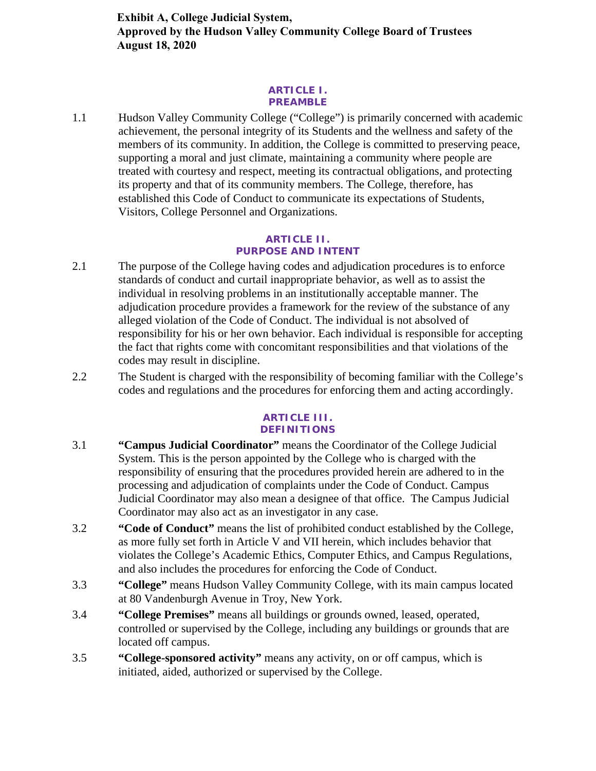**Exhibit A, College Judicial System,**
**Approved by the Hudson Valley Community College Board of Trustees**
**August 18, 2020**

## ARTICLE I.
## PREAMBLE

1.1 Hudson Valley Community College ("College") is primarily concerned with academic achievement, the personal integrity of its Students and the wellness and safety of the members of its community. In addition, the College is committed to preserving peace, supporting a moral and just climate, maintaining a community where people are treated with courtesy and respect, meeting its contractual obligations, and protecting its property and that of its community members. The College, therefore, has established this Code of Conduct to communicate its expectations of Students, Visitors, College Personnel and Organizations.

## ARTICLE II.
## PURPOSE AND INTENT

2.1 The purpose of the College having codes and adjudication procedures is to enforce standards of conduct and curtail inappropriate behavior, as well as to assist the individual in resolving problems in an institutionally acceptable manner. The adjudication procedure provides a framework for the review of the substance of any alleged violation of the Code of Conduct. The individual is not absolved of responsibility for his or her own behavior. Each individual is responsible for accepting the fact that rights come with concomitant responsibilities and that violations of the codes may result in discipline.

2.2 The Student is charged with the responsibility of becoming familiar with the College's codes and regulations and the procedures for enforcing them and acting accordingly.

## ARTICLE III.
## DEFINITIONS

3.1 **"Campus Judicial Coordinator"** means the Coordinator of the College Judicial System. This is the person appointed by the College who is charged with the responsibility of ensuring that the procedures provided herein are adhered to in the processing and adjudication of complaints under the Code of Conduct. Campus Judicial Coordinator may also mean a designee of that office. The Campus Judicial Coordinator may also act as an investigator in any case.

3.2 **"Code of Conduct"** means the list of prohibited conduct established by the College, as more fully set forth in Article V and VII herein, which includes behavior that violates the College's Academic Ethics, Computer Ethics, and Campus Regulations, and also includes the procedures for enforcing the Code of Conduct.

3.3 **"College"** means Hudson Valley Community College, with its main campus located at 80 Vandenburgh Avenue in Troy, New York.

3.4 **"College Premises"** means all buildings or grounds owned, leased, operated, controlled or supervised by the College, including any buildings or grounds that are located off campus.

3.5 **"College-sponsored activity"** means any activity, on or off campus, which is initiated, aided, authorized or supervised by the College.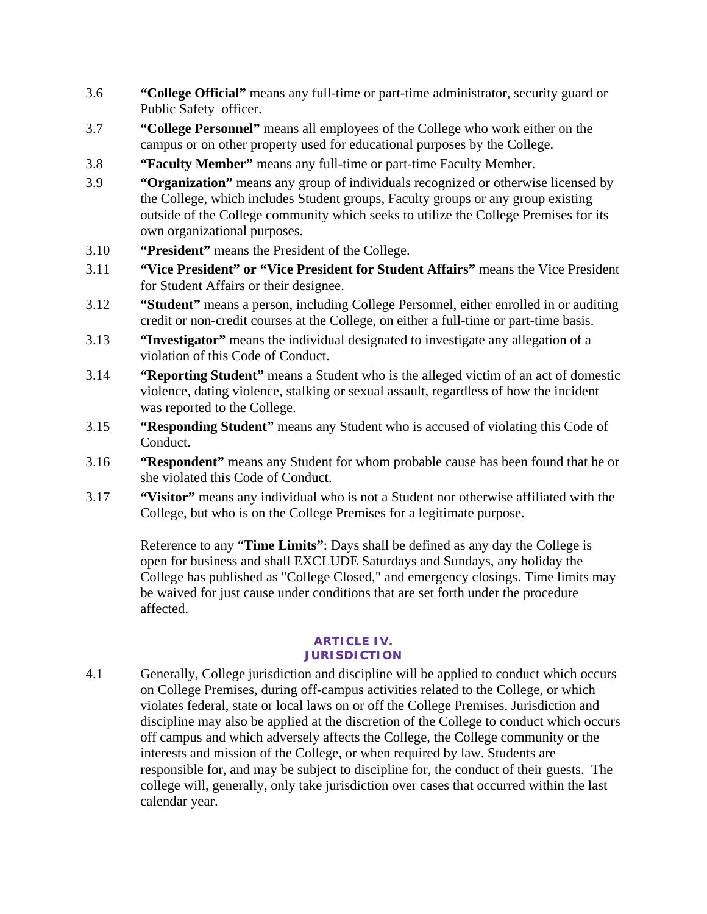3.6 **"College Official"** means any full-time or part-time administrator, security guard or Public Safety officer.

3.7 **"College Personnel"** means all employees of the College who work either on the campus or on other property used for educational purposes by the College.

3.8 **"Faculty Member"** means any full-time or part-time Faculty Member.

3.9 **"Organization"** means any group of individuals recognized or otherwise licensed by the College, which includes Student groups, Faculty groups or any group existing outside of the College community which seeks to utilize the College Premises for its own organizational purposes.

3.10 **"President"** means the President of the College.

3.11 **"Vice President" or "Vice President for Student Affairs"** means the Vice President for Student Affairs or their designee.

3.12 **"Student"** means a person, including College Personnel, either enrolled in or auditing credit or non-credit courses at the College, on either a full-time or part-time basis.

3.13 **"Investigator"** means the individual designated to investigate any allegation of a violation of this Code of Conduct.

3.14 **"Reporting Student"** means a Student who is the alleged victim of an act of domestic violence, dating violence, stalking or sexual assault, regardless of how the incident was reported to the College.

3.15 **"Responding Student"** means any Student who is accused of violating this Code of Conduct.

3.16 **"Respondent"** means any Student for whom probable cause has been found that he or she violated this Code of Conduct.

3.17 **"Visitor"** means any individual who is not a Student nor otherwise affiliated with the College, but who is on the College Premises for a legitimate purpose.

Reference to any "**Time Limits"**: Days shall be defined as any day the College is open for business and shall EXCLUDE Saturdays and Sundays, any holiday the College has published as "College Closed," and emergency closings. Time limits may be waived for just cause under conditions that are set forth under the procedure affected.

## ARTICLE IV. JURISDICTION

4.1 Generally, College jurisdiction and discipline will be applied to conduct which occurs on College Premises, during off-campus activities related to the College, or which violates federal, state or local laws on or off the College Premises. Jurisdiction and discipline may also be applied at the discretion of the College to conduct which occurs off campus and which adversely affects the College, the College community or the interests and mission of the College, or when required by law. Students are responsible for, and may be subject to discipline for, the conduct of their guests. The college will, generally, only take jurisdiction over cases that occurred within the last calendar year.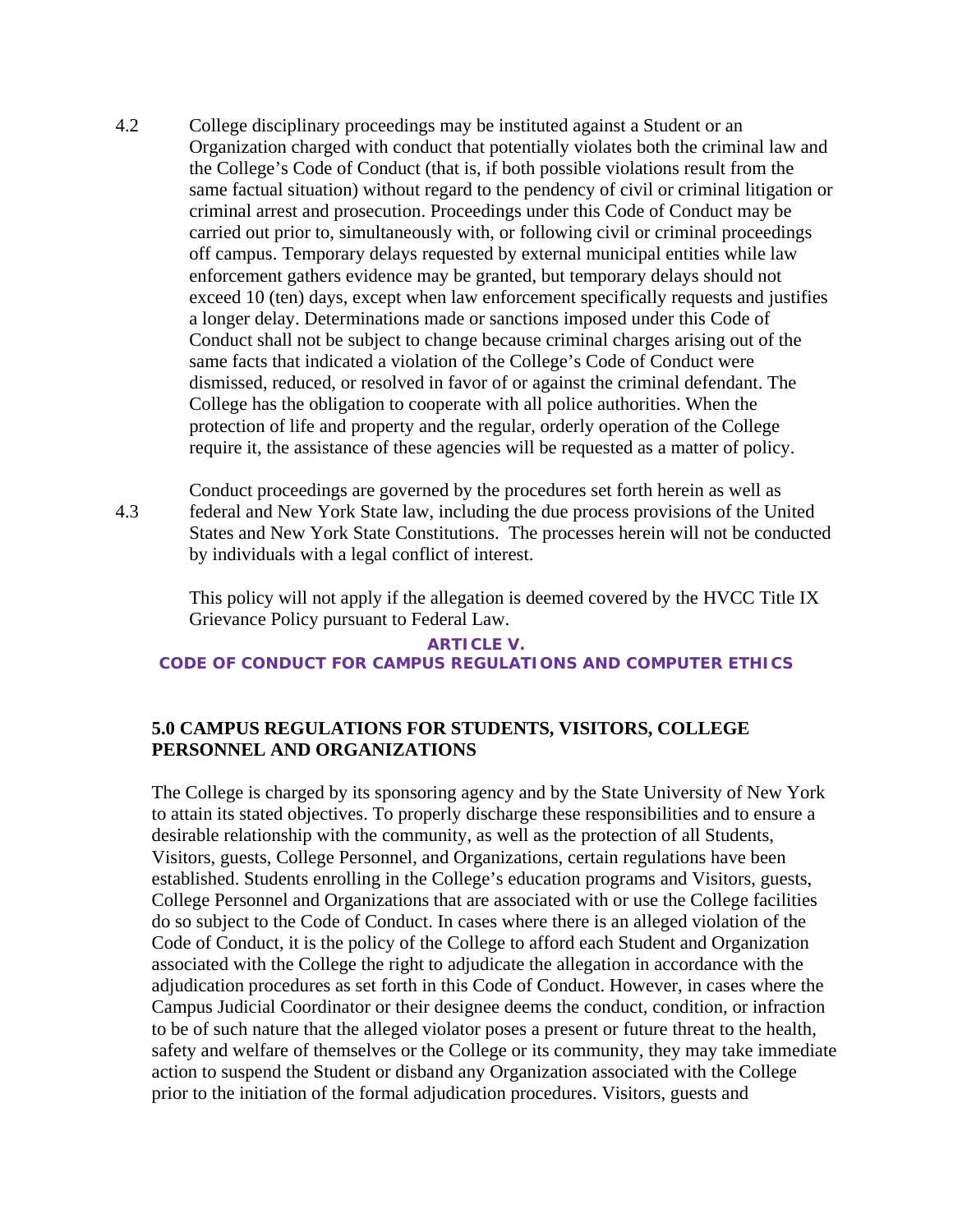4.2 College disciplinary proceedings may be instituted against a Student or an Organization charged with conduct that potentially violates both the criminal law and the College's Code of Conduct (that is, if both possible violations result from the same factual situation) without regard to the pendency of civil or criminal litigation or criminal arrest and prosecution. Proceedings under this Code of Conduct may be carried out prior to, simultaneously with, or following civil or criminal proceedings off campus. Temporary delays requested by external municipal entities while law enforcement gathers evidence may be granted, but temporary delays should not exceed 10 (ten) days, except when law enforcement specifically requests and justifies a longer delay. Determinations made or sanctions imposed under this Code of Conduct shall not be subject to change because criminal charges arising out of the same facts that indicated a violation of the College's Code of Conduct were dismissed, reduced, or resolved in favor of or against the criminal defendant. The College has the obligation to cooperate with all police authorities. When the protection of life and property and the regular, orderly operation of the College require it, the assistance of these agencies will be requested as a matter of policy.

4.3 Conduct proceedings are governed by the procedures set forth herein as well as federal and New York State law, including the due process provisions of the United States and New York State Constitutions. The processes herein will not be conducted by individuals with a legal conflict of interest.

This policy will not apply if the allegation is deemed covered by the HVCC Title IX Grievance Policy pursuant to Federal Law.

## ARTICLE V.
## CODE OF CONDUCT FOR CAMPUS REGULATIONS AND COMPUTER ETHICS

### 5.0 CAMPUS REGULATIONS FOR STUDENTS, VISITORS, COLLEGE PERSONNEL AND ORGANIZATIONS

The College is charged by its sponsoring agency and by the State University of New York to attain its stated objectives. To properly discharge these responsibilities and to ensure a desirable relationship with the community, as well as the protection of all Students, Visitors, guests, College Personnel, and Organizations, certain regulations have been established. Students enrolling in the College's education programs and Visitors, guests, College Personnel and Organizations that are associated with or use the College facilities do so subject to the Code of Conduct. In cases where there is an alleged violation of the Code of Conduct, it is the policy of the College to afford each Student and Organization associated with the College the right to adjudicate the allegation in accordance with the adjudication procedures as set forth in this Code of Conduct. However, in cases where the Campus Judicial Coordinator or their designee deems the conduct, condition, or infraction to be of such nature that the alleged violator poses a present or future threat to the health, safety and welfare of themselves or the College or its community, they may take immediate action to suspend the Student or disband any Organization associated with the College prior to the initiation of the formal adjudication procedures. Visitors, guests and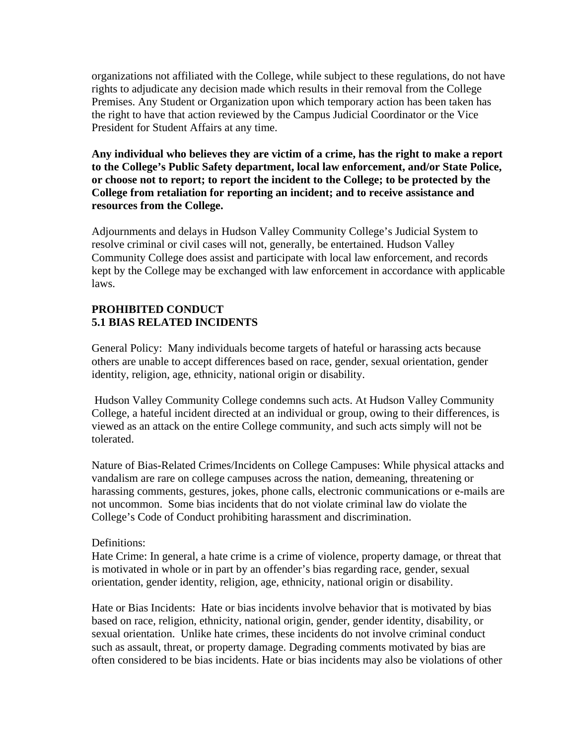organizations not affiliated with the College, while subject to these regulations, do not have rights to adjudicate any decision made which results in their removal from the College Premises. Any Student or Organization upon which temporary action has been taken has the right to have that action reviewed by the Campus Judicial Coordinator or the Vice President for Student Affairs at any time.

**Any individual who believes they are victim of a crime, has the right to make a report to the College's Public Safety department, local law enforcement, and/or State Police, or choose not to report; to report the incident to the College; to be protected by the College from retaliation for reporting an incident; and to receive assistance and resources from the College.**

Adjournments and delays in Hudson Valley Community College's Judicial System to resolve criminal or civil cases will not, generally, be entertained. Hudson Valley Community College does assist and participate with local law enforcement, and records kept by the College may be exchanged with law enforcement in accordance with applicable laws.

## PROHIBITED CONDUCT

### 5.1 BIAS RELATED INCIDENTS

General Policy: Many individuals become targets of hateful or harassing acts because others are unable to accept differences based on race, gender, sexual orientation, gender identity, religion, age, ethnicity, national origin or disability.

Hudson Valley Community College condemns such acts. At Hudson Valley Community College, a hateful incident directed at an individual or group, owing to their differences, is viewed as an attack on the entire College community, and such acts simply will not be tolerated.

Nature of Bias-Related Crimes/Incidents on College Campuses: While physical attacks and vandalism are rare on college campuses across the nation, demeaning, threatening or harassing comments, gestures, jokes, phone calls, electronic communications or e-mails are not uncommon. Some bias incidents that do not violate criminal law do violate the College's Code of Conduct prohibiting harassment and discrimination.

Definitions:

Hate Crime: In general, a hate crime is a crime of violence, property damage, or threat that is motivated in whole or in part by an offender's bias regarding race, gender, sexual orientation, gender identity, religion, age, ethnicity, national origin or disability.

Hate or Bias Incidents: Hate or bias incidents involve behavior that is motivated by bias based on race, religion, ethnicity, national origin, gender, gender identity, disability, or sexual orientation. Unlike hate crimes, these incidents do not involve criminal conduct such as assault, threat, or property damage. Degrading comments motivated by bias are often considered to be bias incidents. Hate or bias incidents may also be violations of other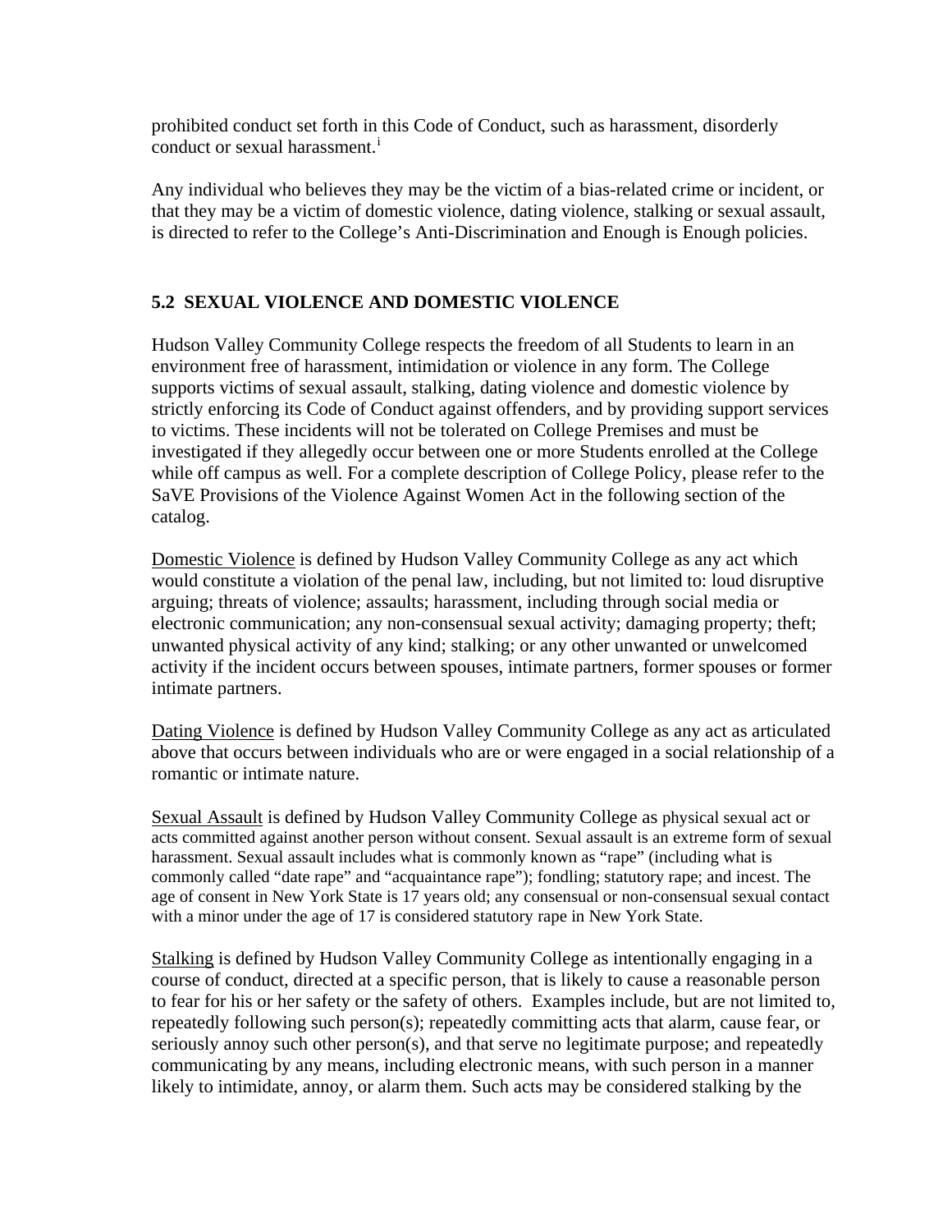prohibited conduct set forth in this Code of Conduct, such as harassment, disorderly conduct or sexual harassment.[i]

Any individual who believes they may be the victim of a bias-related crime or incident, or that they may be a victim of domestic violence, dating violence, stalking or sexual assault, is directed to refer to the College's Anti-Discrimination and Enough is Enough policies.

## 5.2 SEXUAL VIOLENCE AND DOMESTIC VIOLENCE

Hudson Valley Community College respects the freedom of all Students to learn in an environment free of harassment, intimidation or violence in any form. The College supports victims of sexual assault, stalking, dating violence and domestic violence by strictly enforcing its Code of Conduct against offenders, and by providing support services to victims. These incidents will not be tolerated on College Premises and must be investigated if they allegedly occur between one or more Students enrolled at the College while off campus as well. For a complete description of College Policy, please refer to the SaVE Provisions of the Violence Against Women Act in the following section of the catalog.

Domestic Violence is defined by Hudson Valley Community College as any act which would constitute a violation of the penal law, including, but not limited to: loud disruptive arguing; threats of violence; assaults; harassment, including through social media or electronic communication; any non-consensual sexual activity; damaging property; theft; unwanted physical activity of any kind; stalking; or any other unwanted or unwelcomed activity if the incident occurs between spouses, intimate partners, former spouses or former intimate partners.

Dating Violence is defined by Hudson Valley Community College as any act as articulated above that occurs between individuals who are or were engaged in a social relationship of a romantic or intimate nature.

Sexual Assault is defined by Hudson Valley Community College as physical sexual act or acts committed against another person without consent. Sexual assault is an extreme form of sexual harassment. Sexual assault includes what is commonly known as "rape" (including what is commonly called "date rape" and "acquaintance rape"); fondling; statutory rape; and incest. The age of consent in New York State is 17 years old; any consensual or non-consensual sexual contact with a minor under the age of 17 is considered statutory rape in New York State.

Stalking is defined by Hudson Valley Community College as intentionally engaging in a course of conduct, directed at a specific person, that is likely to cause a reasonable person to fear for his or her safety or the safety of others. Examples include, but are not limited to, repeatedly following such person(s); repeatedly committing acts that alarm, cause fear, or seriously annoy such other person(s), and that serve no legitimate purpose; and repeatedly communicating by any means, including electronic means, with such person in a manner likely to intimidate, annoy, or alarm them. Such acts may be considered stalking by the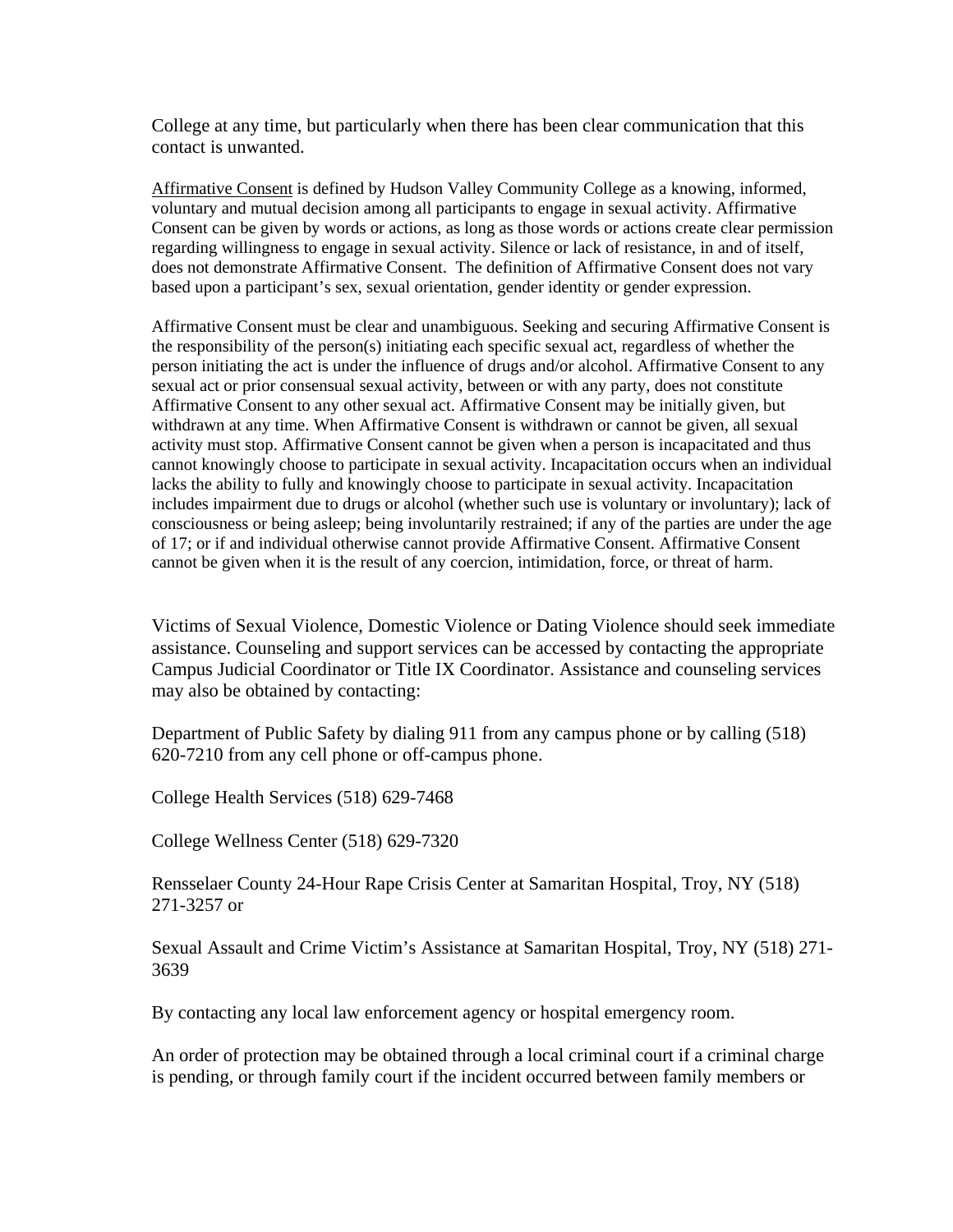College at any time, but particularly when there has been clear communication that this contact is unwanted.

Affirmative Consent is defined by Hudson Valley Community College as a knowing, informed, voluntary and mutual decision among all participants to engage in sexual activity. Affirmative Consent can be given by words or actions, as long as those words or actions create clear permission regarding willingness to engage in sexual activity. Silence or lack of resistance, in and of itself, does not demonstrate Affirmative Consent. The definition of Affirmative Consent does not vary based upon a participant's sex, sexual orientation, gender identity or gender expression.

Affirmative Consent must be clear and unambiguous. Seeking and securing Affirmative Consent is the responsibility of the person(s) initiating each specific sexual act, regardless of whether the person initiating the act is under the influence of drugs and/or alcohol. Affirmative Consent to any sexual act or prior consensual sexual activity, between or with any party, does not constitute Affirmative Consent to any other sexual act. Affirmative Consent may be initially given, but withdrawn at any time. When Affirmative Consent is withdrawn or cannot be given, all sexual activity must stop. Affirmative Consent cannot be given when a person is incapacitated and thus cannot knowingly choose to participate in sexual activity. Incapacitation occurs when an individual lacks the ability to fully and knowingly choose to participate in sexual activity. Incapacitation includes impairment due to drugs or alcohol (whether such use is voluntary or involuntary); lack of consciousness or being asleep; being involuntarily restrained; if any of the parties are under the age of 17; or if and individual otherwise cannot provide Affirmative Consent. Affirmative Consent cannot be given when it is the result of any coercion, intimidation, force, or threat of harm.

Victims of Sexual Violence, Domestic Violence or Dating Violence should seek immediate assistance. Counseling and support services can be accessed by contacting the appropriate Campus Judicial Coordinator or Title IX Coordinator. Assistance and counseling services may also be obtained by contacting:

Department of Public Safety by dialing 911 from any campus phone or by calling (518) 620-7210 from any cell phone or off-campus phone.

College Health Services (518) 629-7468

College Wellness Center (518) 629-7320

Rensselaer County 24-Hour Rape Crisis Center at Samaritan Hospital, Troy, NY (518) 271-3257 or

Sexual Assault and Crime Victim's Assistance at Samaritan Hospital, Troy, NY (518) 271-3639

By contacting any local law enforcement agency or hospital emergency room.

An order of protection may be obtained through a local criminal court if a criminal charge is pending, or through family court if the incident occurred between family members or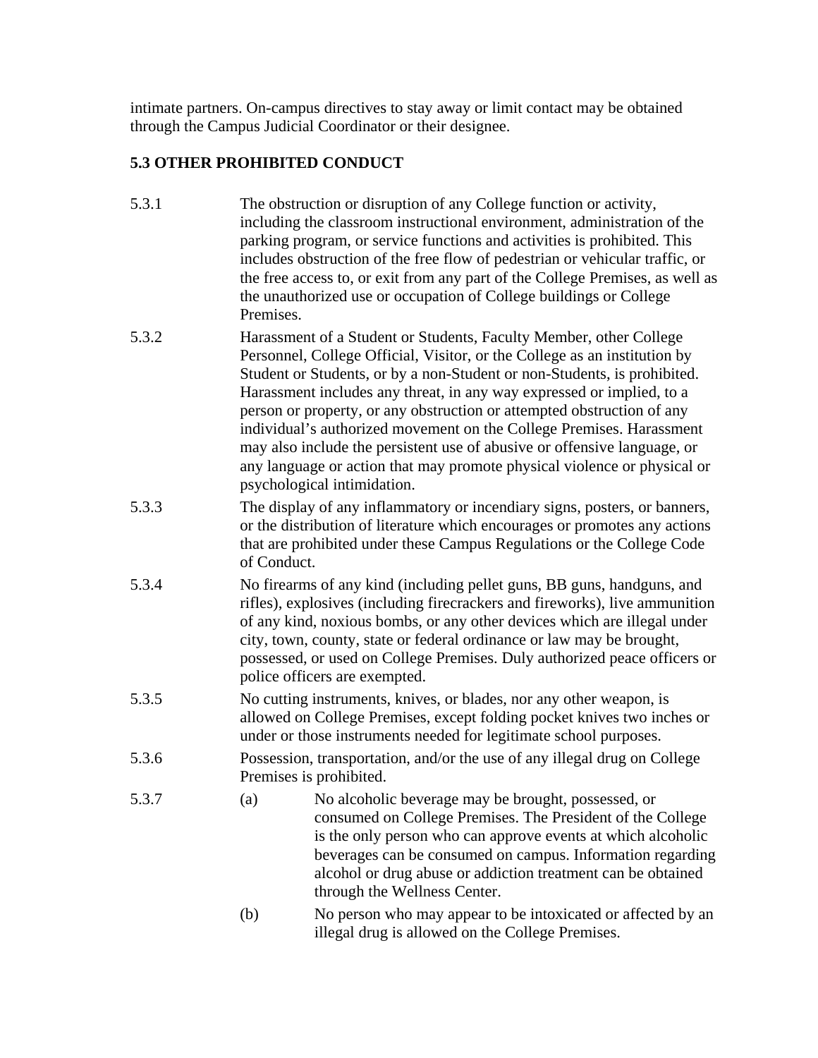intimate partners. On-campus directives to stay away or limit contact may be obtained through the Campus Judicial Coordinator or their designee.

## 5.3 OTHER PROHIBITED CONDUCT

5.3.1 The obstruction or disruption of any College function or activity, including the classroom instructional environment, administration of the parking program, or service functions and activities is prohibited. This includes obstruction of the free flow of pedestrian or vehicular traffic, or the free access to, or exit from any part of the College Premises, as well as the unauthorized use or occupation of College buildings or College Premises.

5.3.2 Harassment of a Student or Students, Faculty Member, other College Personnel, College Official, Visitor, or the College as an institution by Student or Students, or by a non-Student or non-Students, is prohibited. Harassment includes any threat, in any way expressed or implied, to a person or property, or any obstruction or attempted obstruction of any individual's authorized movement on the College Premises. Harassment may also include the persistent use of abusive or offensive language, or any language or action that may promote physical violence or physical or psychological intimidation.

5.3.3 The display of any inflammatory or incendiary signs, posters, or banners, or the distribution of literature which encourages or promotes any actions that are prohibited under these Campus Regulations or the College Code of Conduct.

5.3.4 No firearms of any kind (including pellet guns, BB guns, handguns, and rifles), explosives (including firecrackers and fireworks), live ammunition of any kind, noxious bombs, or any other devices which are illegal under city, town, county, state or federal ordinance or law may be brought, possessed, or used on College Premises. Duly authorized peace officers or police officers are exempted.

5.3.5 No cutting instruments, knives, or blades, nor any other weapon, is allowed on College Premises, except folding pocket knives two inches or under or those instruments needed for legitimate school purposes.

5.3.6 Possession, transportation, and/or the use of any illegal drug on College Premises is prohibited.

5.3.7

(a) No alcoholic beverage may be brought, possessed, or consumed on College Premises. The President of the College is the only person who can approve events at which alcoholic beverages can be consumed on campus. Information regarding alcohol or drug abuse or addiction treatment can be obtained through the Wellness Center.

(b) No person who may appear to be intoxicated or affected by an illegal drug is allowed on the College Premises.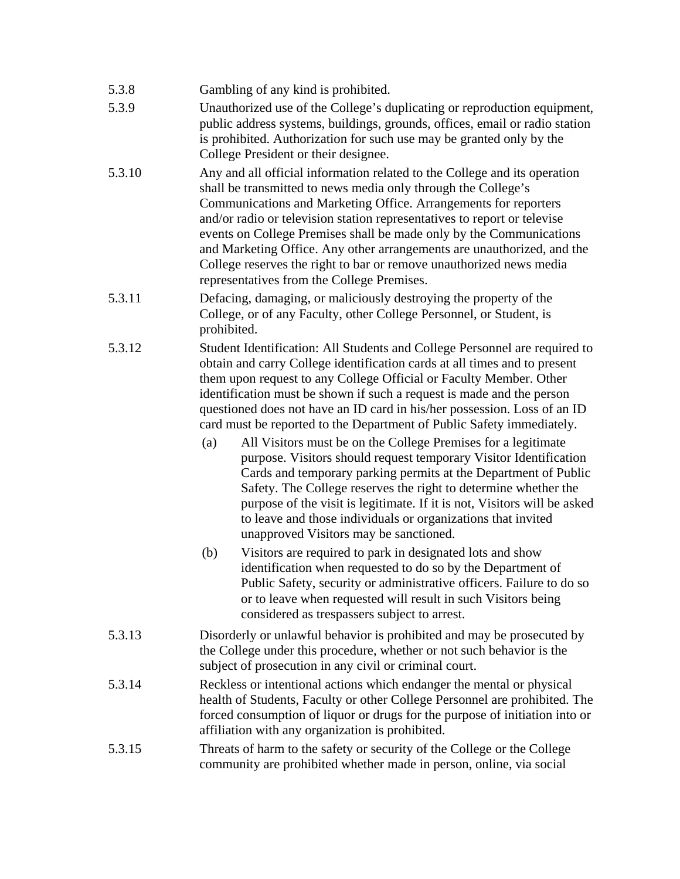5.3.8 Gambling of any kind is prohibited.

5.3.9 Unauthorized use of the College's duplicating or reproduction equipment, public address systems, buildings, grounds, offices, email or radio station is prohibited. Authorization for such use may be granted only by the College President or their designee.

5.3.10 Any and all official information related to the College and its operation shall be transmitted to news media only through the College's Communications and Marketing Office. Arrangements for reporters and/or radio or television station representatives to report or televise events on College Premises shall be made only by the Communications and Marketing Office. Any other arrangements are unauthorized, and the College reserves the right to bar or remove unauthorized news media representatives from the College Premises.

5.3.11 Defacing, damaging, or maliciously destroying the property of the College, or of any Faculty, other College Personnel, or Student, is prohibited.

5.3.12 Student Identification: All Students and College Personnel are required to obtain and carry College identification cards at all times and to present them upon request to any College Official or Faculty Member. Other identification must be shown if such a request is made and the person questioned does not have an ID card in his/her possession. Loss of an ID card must be reported to the Department of Public Safety immediately.

(a) All Visitors must be on the College Premises for a legitimate purpose. Visitors should request temporary Visitor Identification Cards and temporary parking permits at the Department of Public Safety. The College reserves the right to determine whether the purpose of the visit is legitimate. If it is not, Visitors will be asked to leave and those individuals or organizations that invited unapproved Visitors may be sanctioned.

(b) Visitors are required to park in designated lots and show identification when requested to do so by the Department of Public Safety, security or administrative officers. Failure to do so or to leave when requested will result in such Visitors being considered as trespassers subject to arrest.

5.3.13 Disorderly or unlawful behavior is prohibited and may be prosecuted by the College under this procedure, whether or not such behavior is the subject of prosecution in any civil or criminal court.

5.3.14 Reckless or intentional actions which endanger the mental or physical health of Students, Faculty or other College Personnel are prohibited. The forced consumption of liquor or drugs for the purpose of initiation into or affiliation with any organization is prohibited.

5.3.15 Threats of harm to the safety or security of the College or the College community are prohibited whether made in person, online, via social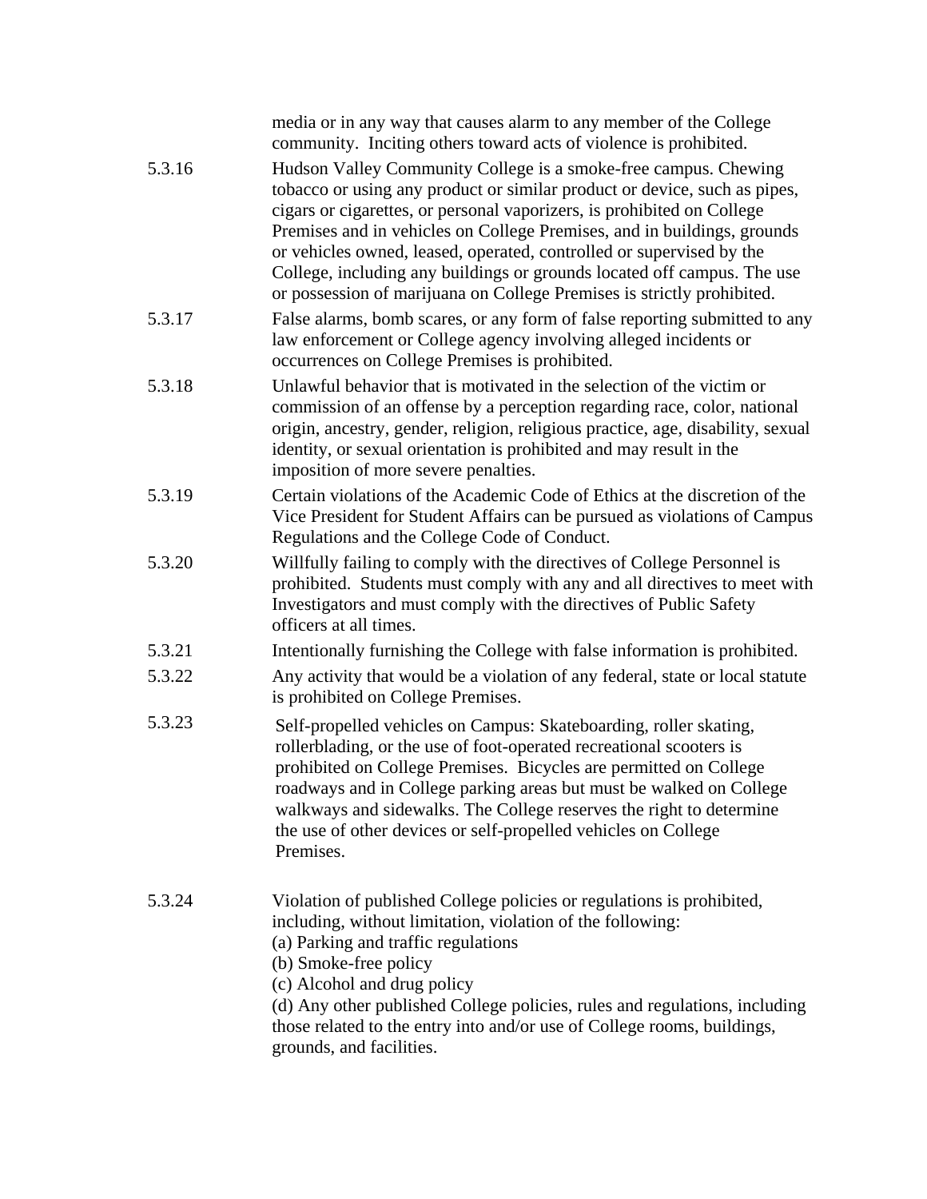media or in any way that causes alarm to any member of the College community. Inciting others toward acts of violence is prohibited.

5.3.16 Hudson Valley Community College is a smoke-free campus. Chewing tobacco or using any product or similar product or device, such as pipes, cigars or cigarettes, or personal vaporizers, is prohibited on College Premises and in vehicles on College Premises, and in buildings, grounds or vehicles owned, leased, operated, controlled or supervised by the College, including any buildings or grounds located off campus. The use or possession of marijuana on College Premises is strictly prohibited.

5.3.17 False alarms, bomb scares, or any form of false reporting submitted to any law enforcement or College agency involving alleged incidents or occurrences on College Premises is prohibited.

5.3.18 Unlawful behavior that is motivated in the selection of the victim or commission of an offense by a perception regarding race, color, national origin, ancestry, gender, religion, religious practice, age, disability, sexual identity, or sexual orientation is prohibited and may result in the imposition of more severe penalties.

5.3.19 Certain violations of the Academic Code of Ethics at the discretion of the Vice President for Student Affairs can be pursued as violations of Campus Regulations and the College Code of Conduct.

5.3.20 Willfully failing to comply with the directives of College Personnel is prohibited. Students must comply with any and all directives to meet with Investigators and must comply with the directives of Public Safety officers at all times.

5.3.21 Intentionally furnishing the College with false information is prohibited.

5.3.22 Any activity that would be a violation of any federal, state or local statute is prohibited on College Premises.

5.3.23 Self-propelled vehicles on Campus: Skateboarding, roller skating, rollerblading, or the use of foot-operated recreational scooters is prohibited on College Premises. Bicycles are permitted on College roadways and in College parking areas but must be walked on College walkways and sidewalks. The College reserves the right to determine the use of other devices or self-propelled vehicles on College Premises.

5.3.24 Violation of published College policies or regulations is prohibited, including, without limitation, violation of the following:

(a) Parking and traffic regulations
(b) Smoke-free policy
(c) Alcohol and drug policy
(d) Any other published College policies, rules and regulations, including those related to the entry into and/or use of College rooms, buildings, grounds, and facilities.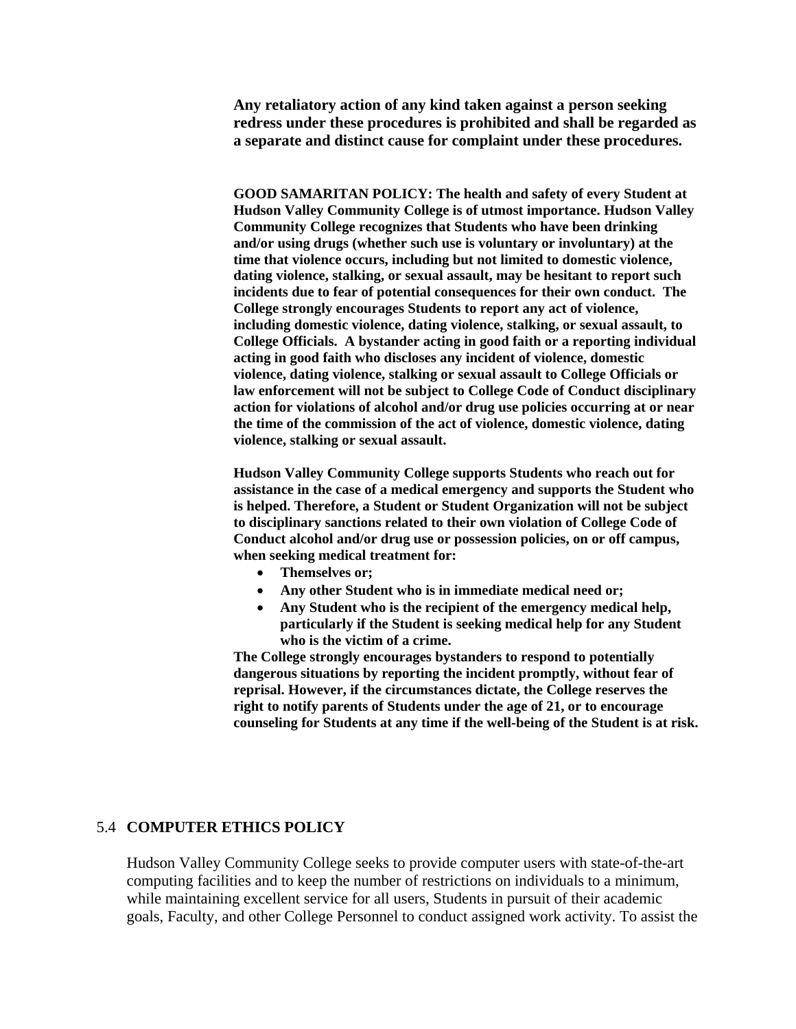**Any retaliatory action of any kind taken against a person seeking redress under these procedures is prohibited and shall be regarded as a separate and distinct cause for complaint under these procedures.**

**GOOD SAMARITAN POLICY: The health and safety of every Student at Hudson Valley Community College is of utmost importance. Hudson Valley Community College recognizes that Students who have been drinking and/or using drugs (whether such use is voluntary or involuntary) at the time that violence occurs, including but not limited to domestic violence, dating violence, stalking, or sexual assault, may be hesitant to report such incidents due to fear of potential consequences for their own conduct. The College strongly encourages Students to report any act of violence, including domestic violence, dating violence, stalking, or sexual assault, to College Officials. A bystander acting in good faith or a reporting individual acting in good faith who discloses any incident of violence, domestic violence, dating violence, stalking or sexual assault to College Officials or law enforcement will not be subject to College Code of Conduct disciplinary action for violations of alcohol and/or drug use policies occurring at or near the time of the commission of the act of violence, domestic violence, dating violence, stalking or sexual assault.**

**Hudson Valley Community College supports Students who reach out for assistance in the case of a medical emergency and supports the Student who is helped. Therefore, a Student or Student Organization will not be subject to disciplinary sanctions related to their own violation of College Code of Conduct alcohol and/or drug use or possession policies, on or off campus, when seeking medical treatment for:**

- **Themselves or;**
- **Any other Student who is in immediate medical need or;**
- **Any Student who is the recipient of the emergency medical help, particularly if the Student is seeking medical help for any Student who is the victim of a crime.**

**The College strongly encourages bystanders to respond to potentially dangerous situations by reporting the incident promptly, without fear of reprisal. However, if the circumstances dictate, the College reserves the right to notify parents of Students under the age of 21, or to encourage counseling for Students at any time if the well-being of the Student is at risk.**

## 5.4 **COMPUTER ETHICS POLICY**

Hudson Valley Community College seeks to provide computer users with state-of-the-art computing facilities and to keep the number of restrictions on individuals to a minimum, while maintaining excellent service for all users, Students in pursuit of their academic goals, Faculty, and other College Personnel to conduct assigned work activity. To assist the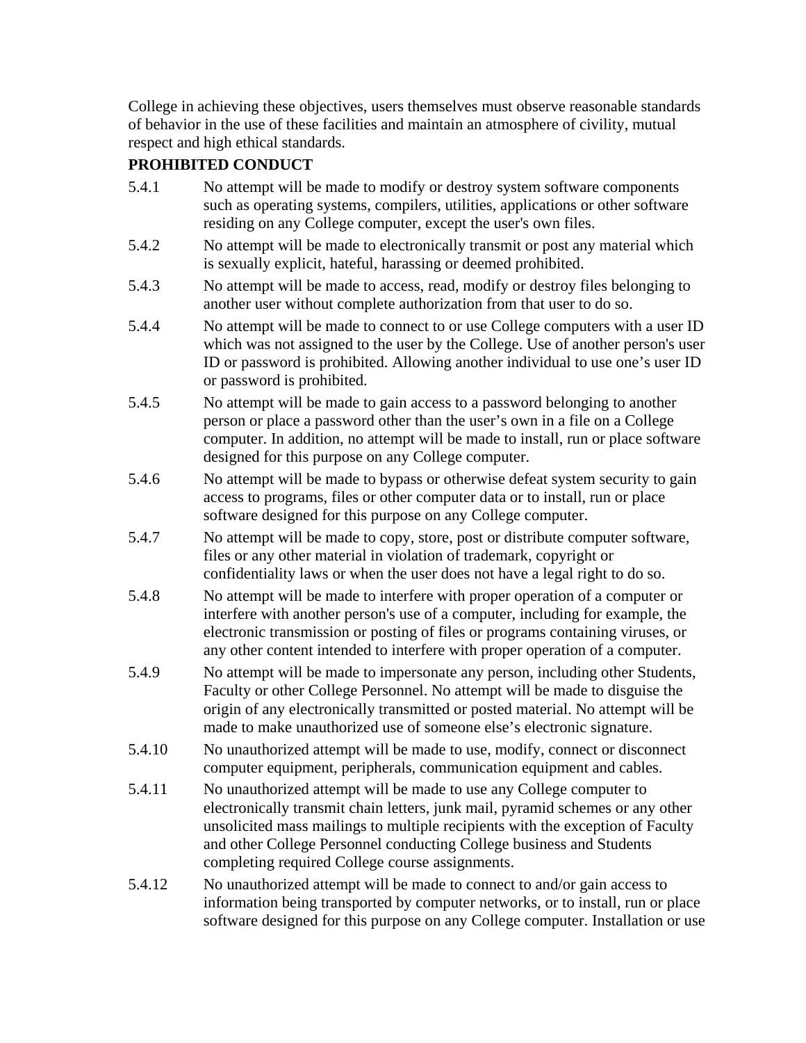College in achieving these objectives, users themselves must observe reasonable standards of behavior in the use of these facilities and maintain an atmosphere of civility, mutual respect and high ethical standards.

**PROHIBITED CONDUCT**

5.4.1 No attempt will be made to modify or destroy system software components such as operating systems, compilers, utilities, applications or other software residing on any College computer, except the user's own files.

5.4.2 No attempt will be made to electronically transmit or post any material which is sexually explicit, hateful, harassing or deemed prohibited.

5.4.3 No attempt will be made to access, read, modify or destroy files belonging to another user without complete authorization from that user to do so.

5.4.4 No attempt will be made to connect to or use College computers with a user ID which was not assigned to the user by the College. Use of another person's user ID or password is prohibited. Allowing another individual to use one's user ID or password is prohibited.

5.4.5 No attempt will be made to gain access to a password belonging to another person or place a password other than the user's own in a file on a College computer. In addition, no attempt will be made to install, run or place software designed for this purpose on any College computer.

5.4.6 No attempt will be made to bypass or otherwise defeat system security to gain access to programs, files or other computer data or to install, run or place software designed for this purpose on any College computer.

5.4.7 No attempt will be made to copy, store, post or distribute computer software, files or any other material in violation of trademark, copyright or confidentiality laws or when the user does not have a legal right to do so.

5.4.8 No attempt will be made to interfere with proper operation of a computer or interfere with another person's use of a computer, including for example, the electronic transmission or posting of files or programs containing viruses, or any other content intended to interfere with proper operation of a computer.

5.4.9 No attempt will be made to impersonate any person, including other Students, Faculty or other College Personnel. No attempt will be made to disguise the origin of any electronically transmitted or posted material. No attempt will be made to make unauthorized use of someone else's electronic signature.

5.4.10 No unauthorized attempt will be made to use, modify, connect or disconnect computer equipment, peripherals, communication equipment and cables.

5.4.11 No unauthorized attempt will be made to use any College computer to electronically transmit chain letters, junk mail, pyramid schemes or any other unsolicited mass mailings to multiple recipients with the exception of Faculty and other College Personnel conducting College business and Students completing required College course assignments.

5.4.12 No unauthorized attempt will be made to connect to and/or gain access to information being transported by computer networks, or to install, run or place software designed for this purpose on any College computer. Installation or use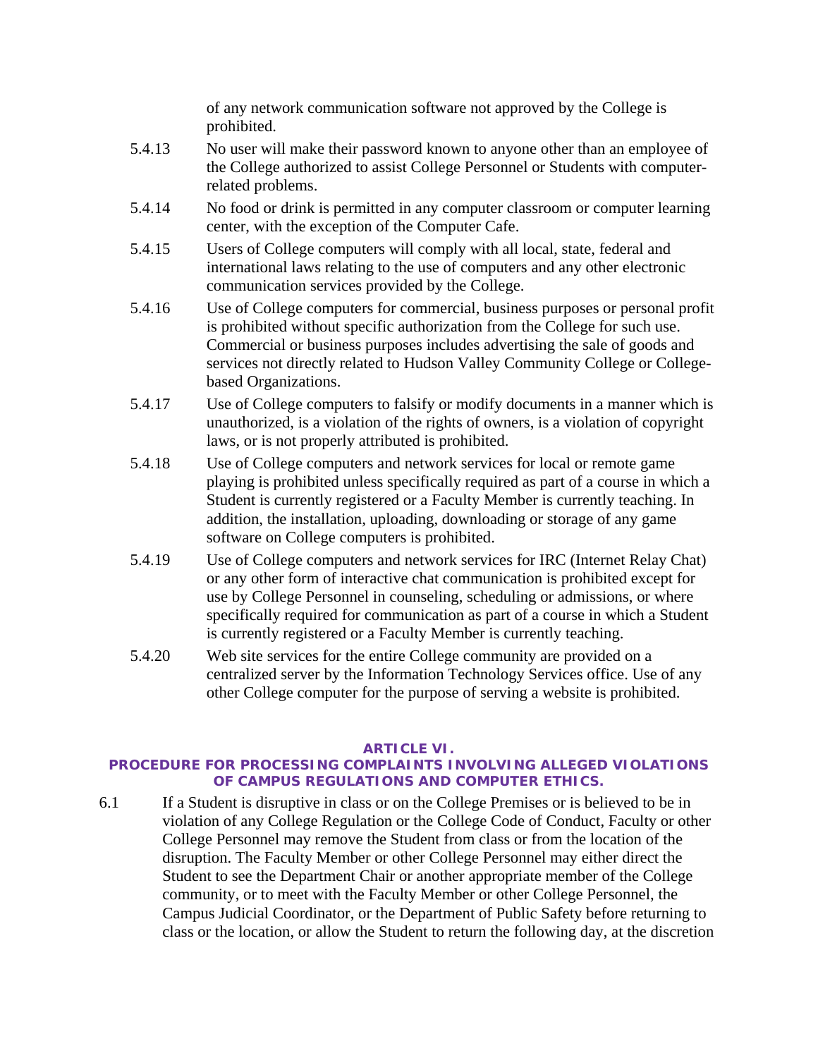of any network communication software not approved by the College is prohibited.

5.4.13 No user will make their password known to anyone other than an employee of the College authorized to assist College Personnel or Students with computer-related problems.

5.4.14 No food or drink is permitted in any computer classroom or computer learning center, with the exception of the Computer Cafe.

5.4.15 Users of College computers will comply with all local, state, federal and international laws relating to the use of computers and any other electronic communication services provided by the College.

5.4.16 Use of College computers for commercial, business purposes or personal profit is prohibited without specific authorization from the College for such use. Commercial or business purposes includes advertising the sale of goods and services not directly related to Hudson Valley Community College or College-based Organizations.

5.4.17 Use of College computers to falsify or modify documents in a manner which is unauthorized, is a violation of the rights of owners, is a violation of copyright laws, or is not properly attributed is prohibited.

5.4.18 Use of College computers and network services for local or remote game playing is prohibited unless specifically required as part of a course in which a Student is currently registered or a Faculty Member is currently teaching. In addition, the installation, uploading, downloading or storage of any game software on College computers is prohibited.

5.4.19 Use of College computers and network services for IRC (Internet Relay Chat) or any other form of interactive chat communication is prohibited except for use by College Personnel in counseling, scheduling or admissions, or where specifically required for communication as part of a course in which a Student is currently registered or a Faculty Member is currently teaching.

5.4.20 Web site services for the entire College community are provided on a centralized server by the Information Technology Services office. Use of any other College computer for the purpose of serving a website is prohibited.

## ARTICLE VI. PROCEDURE FOR PROCESSING COMPLAINTS INVOLVING ALLEGED VIOLATIONS OF CAMPUS REGULATIONS AND COMPUTER ETHICS.

6.1 If a Student is disruptive in class or on the College Premises or is believed to be in violation of any College Regulation or the College Code of Conduct, Faculty or other College Personnel may remove the Student from class or from the location of the disruption. The Faculty Member or other College Personnel may either direct the Student to see the Department Chair or another appropriate member of the College community, or to meet with the Faculty Member or other College Personnel, the Campus Judicial Coordinator, or the Department of Public Safety before returning to class or the location, or allow the Student to return the following day, at the discretion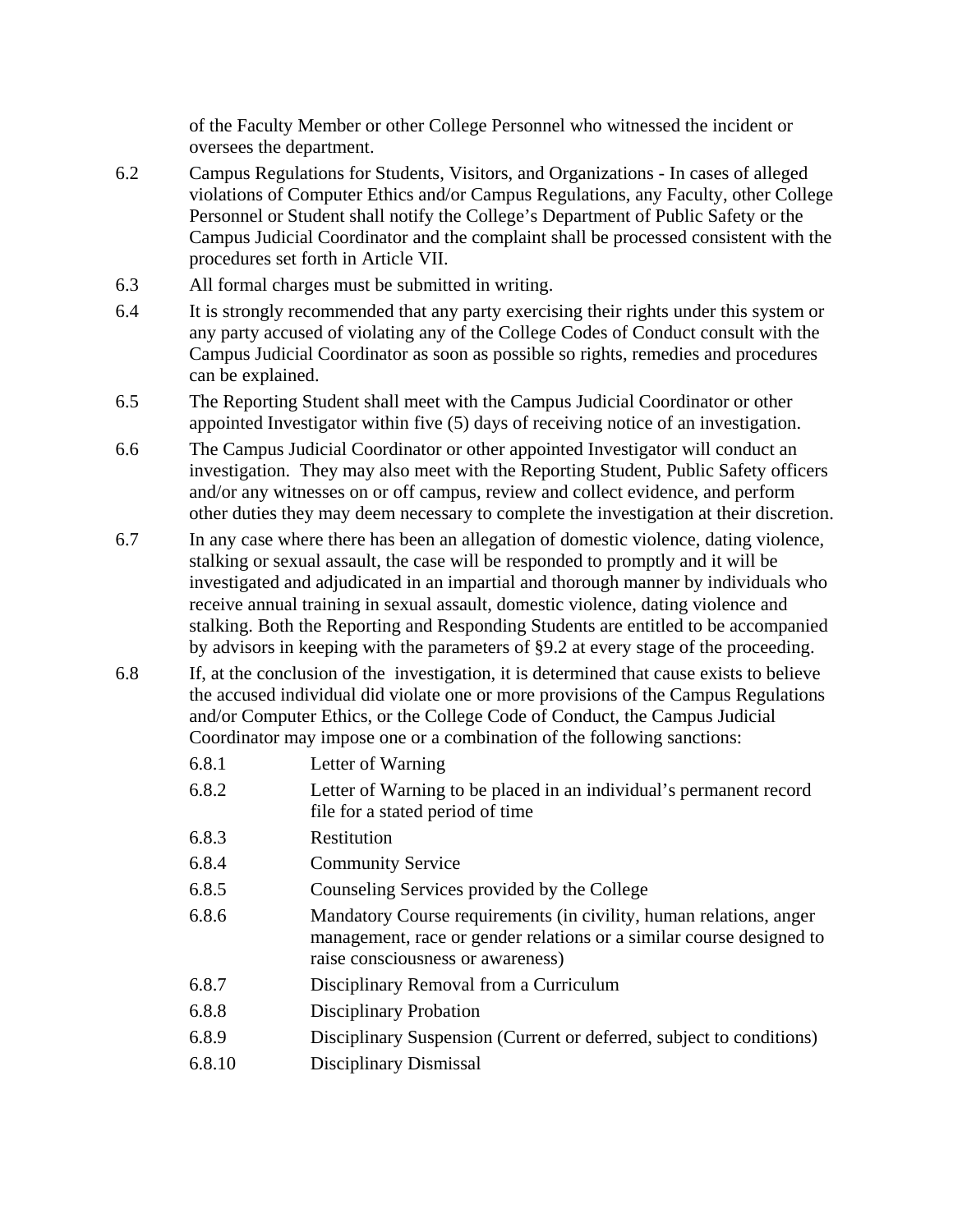of the Faculty Member or other College Personnel who witnessed the incident or oversees the department.

6.2 Campus Regulations for Students, Visitors, and Organizations - In cases of alleged violations of Computer Ethics and/or Campus Regulations, any Faculty, other College Personnel or Student shall notify the College's Department of Public Safety or the Campus Judicial Coordinator and the complaint shall be processed consistent with the procedures set forth in Article VII.

6.3 All formal charges must be submitted in writing.

6.4 It is strongly recommended that any party exercising their rights under this system or any party accused of violating any of the College Codes of Conduct consult with the Campus Judicial Coordinator as soon as possible so rights, remedies and procedures can be explained.

6.5 The Reporting Student shall meet with the Campus Judicial Coordinator or other appointed Investigator within five (5) days of receiving notice of an investigation.

6.6 The Campus Judicial Coordinator or other appointed Investigator will conduct an investigation. They may also meet with the Reporting Student, Public Safety officers and/or any witnesses on or off campus, review and collect evidence, and perform other duties they may deem necessary to complete the investigation at their discretion.

6.7 In any case where there has been an allegation of domestic violence, dating violence, stalking or sexual assault, the case will be responded to promptly and it will be investigated and adjudicated in an impartial and thorough manner by individuals who receive annual training in sexual assault, domestic violence, dating violence and stalking. Both the Reporting and Responding Students are entitled to be accompanied by advisors in keeping with the parameters of §9.2 at every stage of the proceeding.

6.8 If, at the conclusion of the investigation, it is determined that cause exists to believe the accused individual did violate one or more provisions of the Campus Regulations and/or Computer Ethics, or the College Code of Conduct, the Campus Judicial Coordinator may impose one or a combination of the following sanctions:

- 6.8.1 Letter of Warning
- 6.8.2 Letter of Warning to be placed in an individual's permanent record file for a stated period of time
- 6.8.3 Restitution
- 6.8.4 Community Service
- 6.8.5 Counseling Services provided by the College
- 6.8.6 Mandatory Course requirements (in civility, human relations, anger management, race or gender relations or a similar course designed to raise consciousness or awareness)
- 6.8.7 Disciplinary Removal from a Curriculum
- 6.8.8 Disciplinary Probation
- 6.8.9 Disciplinary Suspension (Current or deferred, subject to conditions)
- 6.8.10 Disciplinary Dismissal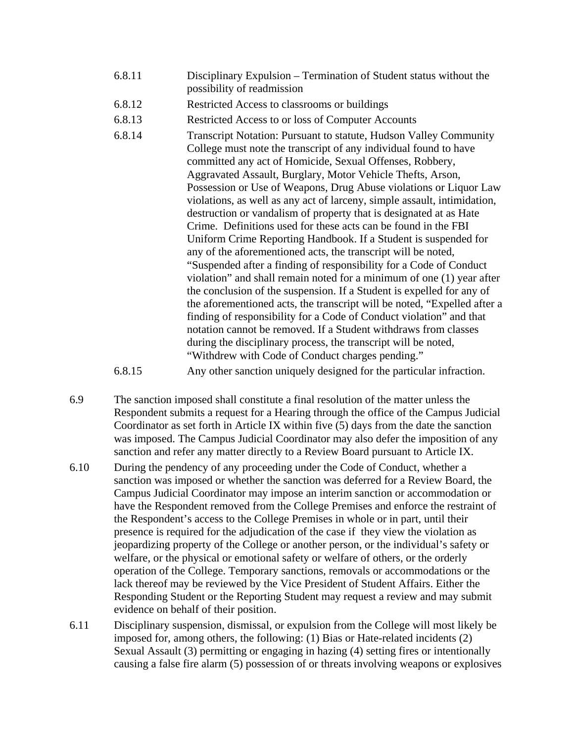6.8.11 Disciplinary Expulsion – Termination of Student status without the possibility of readmission

6.8.12 Restricted Access to classrooms or buildings

6.8.13 Restricted Access to or loss of Computer Accounts

6.8.14 Transcript Notation: Pursuant to statute, Hudson Valley Community College must note the transcript of any individual found to have committed any act of Homicide, Sexual Offenses, Robbery, Aggravated Assault, Burglary, Motor Vehicle Thefts, Arson, Possession or Use of Weapons, Drug Abuse violations or Liquor Law violations, as well as any act of larceny, simple assault, intimidation, destruction or vandalism of property that is designated at as Hate Crime. Definitions used for these acts can be found in the FBI Uniform Crime Reporting Handbook. If a Student is suspended for any of the aforementioned acts, the transcript will be noted, "Suspended after a finding of responsibility for a Code of Conduct violation" and shall remain noted for a minimum of one (1) year after the conclusion of the suspension. If a Student is expelled for any of the aforementioned acts, the transcript will be noted, "Expelled after a finding of responsibility for a Code of Conduct violation" and that notation cannot be removed. If a Student withdraws from classes during the disciplinary process, the transcript will be noted, "Withdrew with Code of Conduct charges pending."

6.8.15 Any other sanction uniquely designed for the particular infraction.

6.9 The sanction imposed shall constitute a final resolution of the matter unless the Respondent submits a request for a Hearing through the office of the Campus Judicial Coordinator as set forth in Article IX within five (5) days from the date the sanction was imposed. The Campus Judicial Coordinator may also defer the imposition of any sanction and refer any matter directly to a Review Board pursuant to Article IX.

6.10 During the pendency of any proceeding under the Code of Conduct, whether a sanction was imposed or whether the sanction was deferred for a Review Board, the Campus Judicial Coordinator may impose an interim sanction or accommodation or have the Respondent removed from the College Premises and enforce the restraint of the Respondent's access to the College Premises in whole or in part, until their presence is required for the adjudication of the case if they view the violation as jeopardizing property of the College or another person, or the individual's safety or welfare, or the physical or emotional safety or welfare of others, or the orderly operation of the College. Temporary sanctions, removals or accommodations or the lack thereof may be reviewed by the Vice President of Student Affairs. Either the Responding Student or the Reporting Student may request a review and may submit evidence on behalf of their position.

6.11 Disciplinary suspension, dismissal, or expulsion from the College will most likely be imposed for, among others, the following: (1) Bias or Hate-related incidents (2) Sexual Assault (3) permitting or engaging in hazing (4) setting fires or intentionally causing a false fire alarm (5) possession of or threats involving weapons or explosives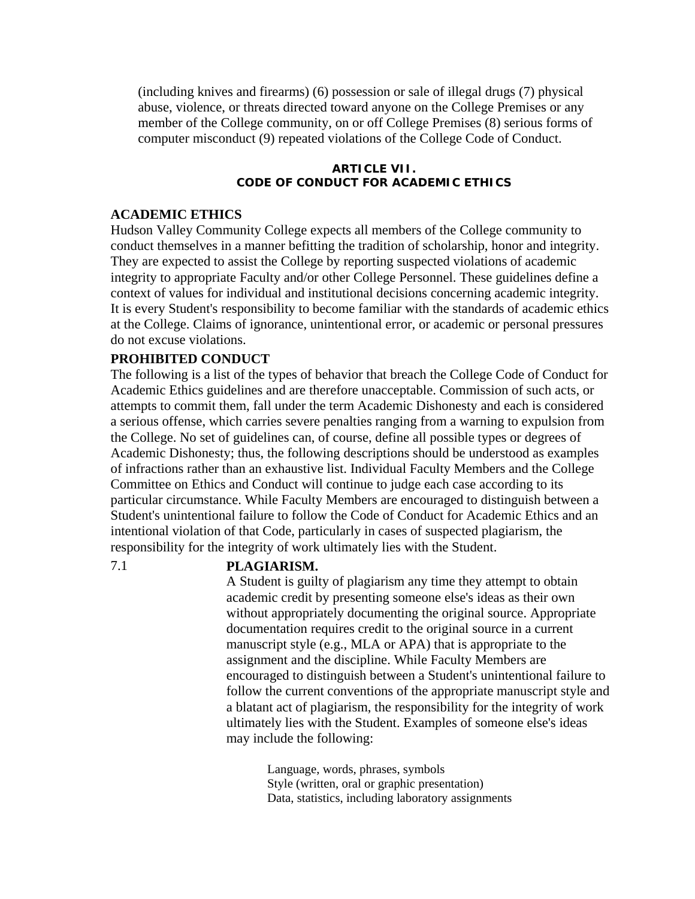(including knives and firearms) (6) possession or sale of illegal drugs (7) physical abuse, violence, or threats directed toward anyone on the College Premises or any member of the College community, on or off College Premises (8) serious forms of computer misconduct (9) repeated violations of the College Code of Conduct.

## ARTICLE VII.
## CODE OF CONDUCT FOR ACADEMIC ETHICS

### ACADEMIC ETHICS

Hudson Valley Community College expects all members of the College community to conduct themselves in a manner befitting the tradition of scholarship, honor and integrity. They are expected to assist the College by reporting suspected violations of academic integrity to appropriate Faculty and/or other College Personnel. These guidelines define a context of values for individual and institutional decisions concerning academic integrity. It is every Student's responsibility to become familiar with the standards of academic ethics at the College. Claims of ignorance, unintentional error, or academic or personal pressures do not excuse violations.

### PROHIBITED CONDUCT

The following is a list of the types of behavior that breach the College Code of Conduct for Academic Ethics guidelines and are therefore unacceptable. Commission of such acts, or attempts to commit them, fall under the term Academic Dishonesty and each is considered a serious offense, which carries severe penalties ranging from a warning to expulsion from the College. No set of guidelines can, of course, define all possible types or degrees of Academic Dishonesty; thus, the following descriptions should be understood as examples of infractions rather than an exhaustive list. Individual Faculty Members and the College Committee on Ethics and Conduct will continue to judge each case according to its particular circumstance. While Faculty Members are encouraged to distinguish between a Student's unintentional failure to follow the Code of Conduct for Academic Ethics and an intentional violation of that Code, particularly in cases of suspected plagiarism, the responsibility for the integrity of work ultimately lies with the Student.

7.1 **PLAGIARISM.**

A Student is guilty of plagiarism any time they attempt to obtain academic credit by presenting someone else's ideas as their own without appropriately documenting the original source. Appropriate documentation requires credit to the original source in a current manuscript style (e.g., MLA or APA) that is appropriate to the assignment and the discipline. While Faculty Members are encouraged to distinguish between a Student's unintentional failure to follow the current conventions of the appropriate manuscript style and a blatant act of plagiarism, the responsibility for the integrity of work ultimately lies with the Student. Examples of someone else's ideas may include the following:

Language, words, phrases, symbols
Style (written, oral or graphic presentation)
Data, statistics, including laboratory assignments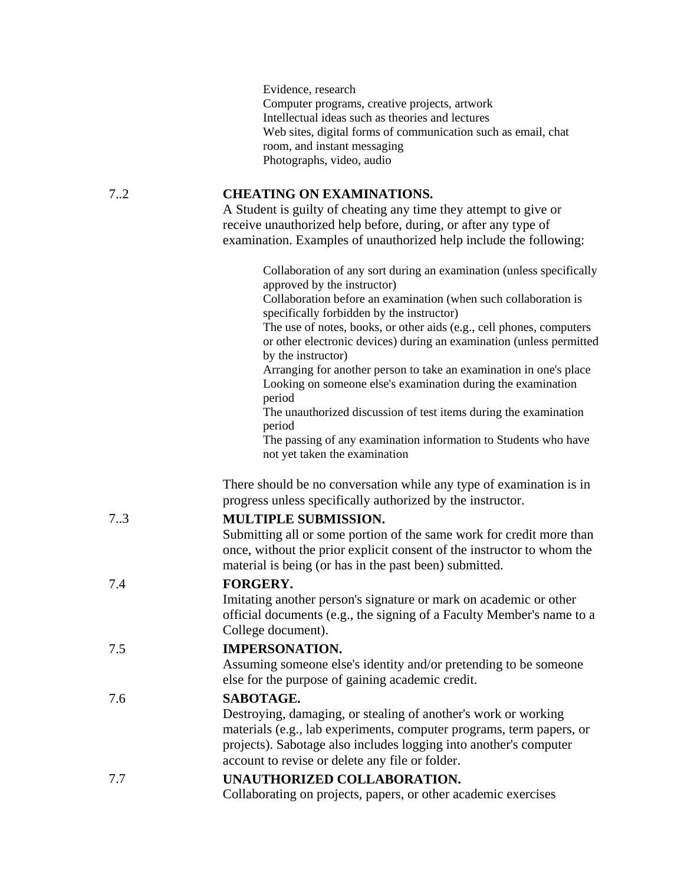- Evidence, research
- Computer programs, creative projects, artwork
- Intellectual ideas such as theories and lectures
- Web sites, digital forms of communication such as email, chat room, and instant messaging
- Photographs, video, audio

7..2 **CHEATING ON EXAMINATIONS.**

A Student is guilty of cheating any time they attempt to give or receive unauthorized help before, during, or after any type of examination. Examples of unauthorized help include the following:

- Collaboration of any sort during an examination (unless specifically approved by the instructor)
- Collaboration before an examination (when such collaboration is specifically forbidden by the instructor)
- The use of notes, books, or other aids (e.g., cell phones, computers or other electronic devices) during an examination (unless permitted by the instructor)
- Arranging for another person to take an examination in one's place
- Looking on someone else's examination during the examination period
- The unauthorized discussion of test items during the examination period
- The passing of any examination information to Students who have not yet taken the examination

There should be no conversation while any type of examination is in progress unless specifically authorized by the instructor.

7..3 **MULTIPLE SUBMISSION.**

Submitting all or some portion of the same work for credit more than once, without the prior explicit consent of the instructor to whom the material is being (or has in the past been) submitted.

7.4 **FORGERY.**

Imitating another person's signature or mark on academic or other official documents (e.g., the signing of a Faculty Member's name to a College document).

7.5 **IMPERSONATION.**

Assuming someone else's identity and/or pretending to be someone else for the purpose of gaining academic credit.

7.6 **SABOTAGE.**

Destroying, damaging, or stealing of another's work or working materials (e.g., lab experiments, computer programs, term papers, or projects). Sabotage also includes logging into another's computer account to revise or delete any file or folder.

7.7 **UNAUTHORIZED COLLABORATION.**

Collaborating on projects, papers, or other academic exercises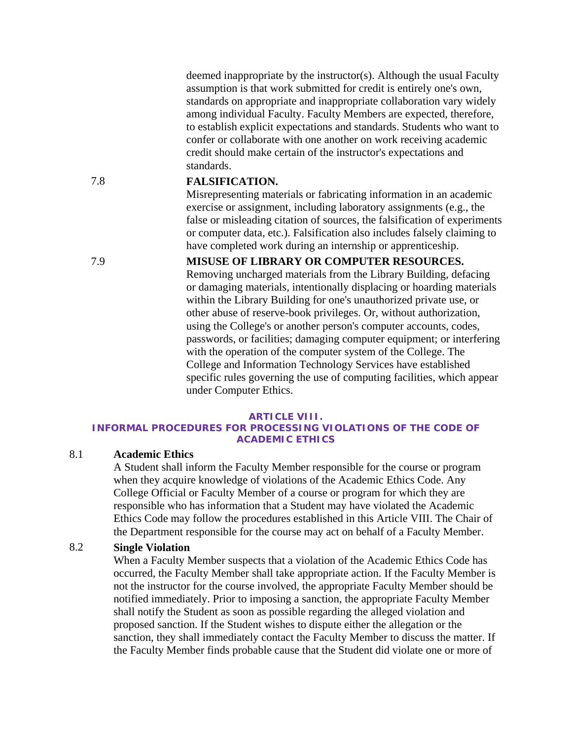deemed inappropriate by the instructor(s). Although the usual Faculty assumption is that work submitted for credit is entirely one's own, standards on appropriate and inappropriate collaboration vary widely among individual Faculty. Faculty Members are expected, therefore, to establish explicit expectations and standards. Students who want to confer or collaborate with one another on work receiving academic credit should make certain of the instructor's expectations and standards.

7.8 **FALSIFICATION.**
Misrepresenting materials or fabricating information in an academic exercise or assignment, including laboratory assignments (e.g., the false or misleading citation of sources, the falsification of experiments or computer data, etc.). Falsification also includes falsely claiming to have completed work during an internship or apprenticeship.

7.9 **MISUSE OF LIBRARY OR COMPUTER RESOURCES.**
Removing uncharged materials from the Library Building, defacing or damaging materials, intentionally displacing or hoarding materials within the Library Building for one's unauthorized private use, or other abuse of reserve-book privileges. Or, without authorization, using the College's or another person's computer accounts, codes, passwords, or facilities; damaging computer equipment; or interfering with the operation of the computer system of the College. The College and Information Technology Services have established specific rules governing the use of computing facilities, which appear under Computer Ethics.

## ARTICLE VIII.
## INFORMAL PROCEDURES FOR PROCESSING VIOLATIONS OF THE CODE OF ACADEMIC ETHICS

8.1 **Academic Ethics**
A Student shall inform the Faculty Member responsible for the course or program when they acquire knowledge of violations of the Academic Ethics Code. Any College Official or Faculty Member of a course or program for which they are responsible who has information that a Student may have violated the Academic Ethics Code may follow the procedures established in this Article VIII. The Chair of the Department responsible for the course may act on behalf of a Faculty Member.

8.2 **Single Violation**
When a Faculty Member suspects that a violation of the Academic Ethics Code has occurred, the Faculty Member shall take appropriate action. If the Faculty Member is not the instructor for the course involved, the appropriate Faculty Member should be notified immediately. Prior to imposing a sanction, the appropriate Faculty Member shall notify the Student as soon as possible regarding the alleged violation and proposed sanction. If the Student wishes to dispute either the allegation or the sanction, they shall immediately contact the Faculty Member to discuss the matter. If the Faculty Member finds probable cause that the Student did violate one or more of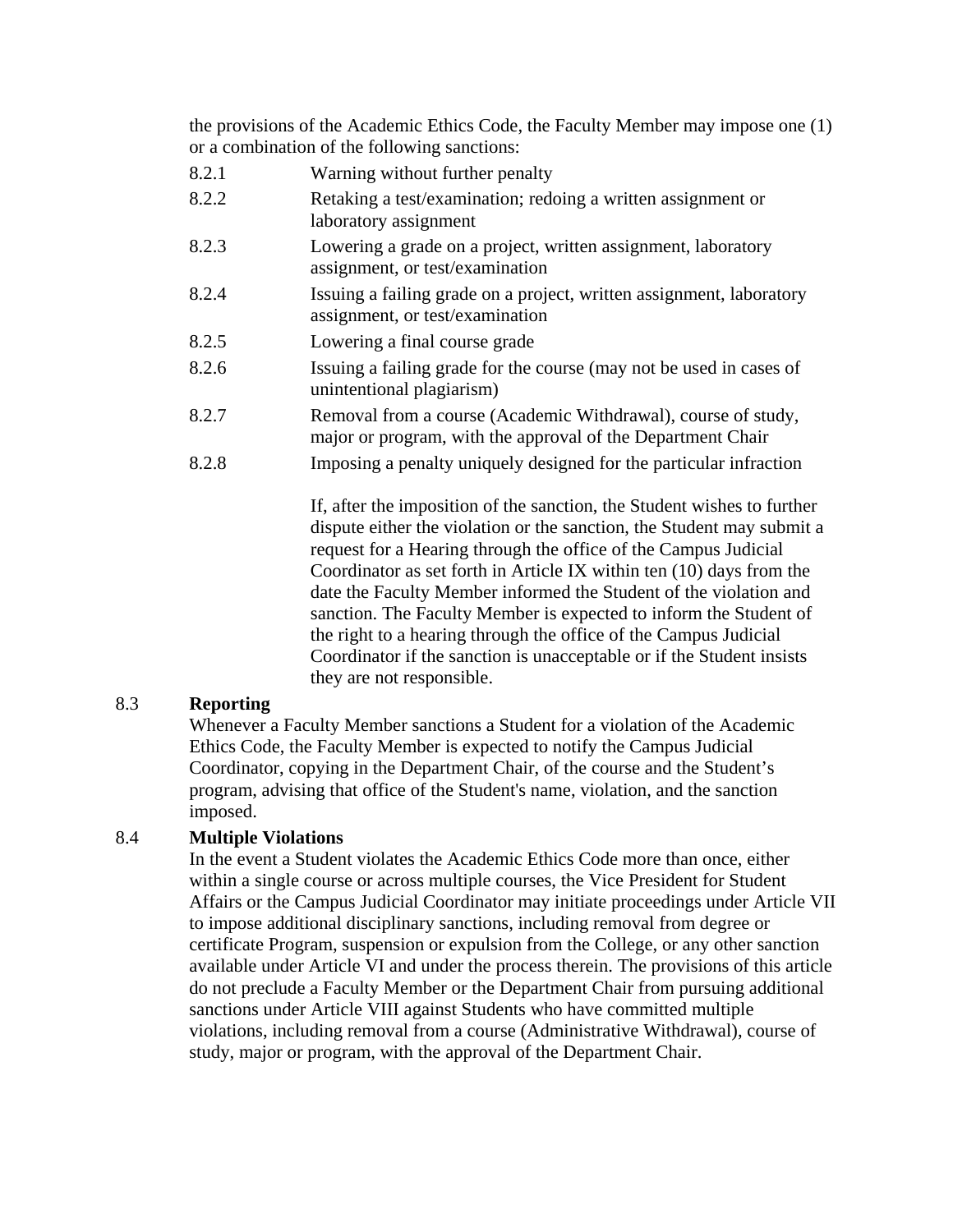the provisions of the Academic Ethics Code, the Faculty Member may impose one (1) or a combination of the following sanctions:

- 8.2.1 Warning without further penalty
- 8.2.2 Retaking a test/examination; redoing a written assignment or laboratory assignment
- 8.2.3 Lowering a grade on a project, written assignment, laboratory assignment, or test/examination
- 8.2.4 Issuing a failing grade on a project, written assignment, laboratory assignment, or test/examination
- 8.2.5 Lowering a final course grade
- 8.2.6 Issuing a failing grade for the course (may not be used in cases of unintentional plagiarism)
- 8.2.7 Removal from a course (Academic Withdrawal), course of study, major or program, with the approval of the Department Chair
- 8.2.8 Imposing a penalty uniquely designed for the particular infraction

If, after the imposition of the sanction, the Student wishes to further dispute either the violation or the sanction, the Student may submit a request for a Hearing through the office of the Campus Judicial Coordinator as set forth in Article IX within ten (10) days from the date the Faculty Member informed the Student of the violation and sanction. The Faculty Member is expected to inform the Student of the right to a hearing through the office of the Campus Judicial Coordinator if the sanction is unacceptable or if the Student insists they are not responsible.

8.3 **Reporting**

Whenever a Faculty Member sanctions a Student for a violation of the Academic Ethics Code, the Faculty Member is expected to notify the Campus Judicial Coordinator, copying in the Department Chair, of the course and the Student's program, advising that office of the Student's name, violation, and the sanction imposed.

8.4 **Multiple Violations**

In the event a Student violates the Academic Ethics Code more than once, either within a single course or across multiple courses, the Vice President for Student Affairs or the Campus Judicial Coordinator may initiate proceedings under Article VII to impose additional disciplinary sanctions, including removal from degree or certificate Program, suspension or expulsion from the College, or any other sanction available under Article VI and under the process therein. The provisions of this article do not preclude a Faculty Member or the Department Chair from pursuing additional sanctions under Article VIII against Students who have committed multiple violations, including removal from a course (Administrative Withdrawal), course of study, major or program, with the approval of the Department Chair.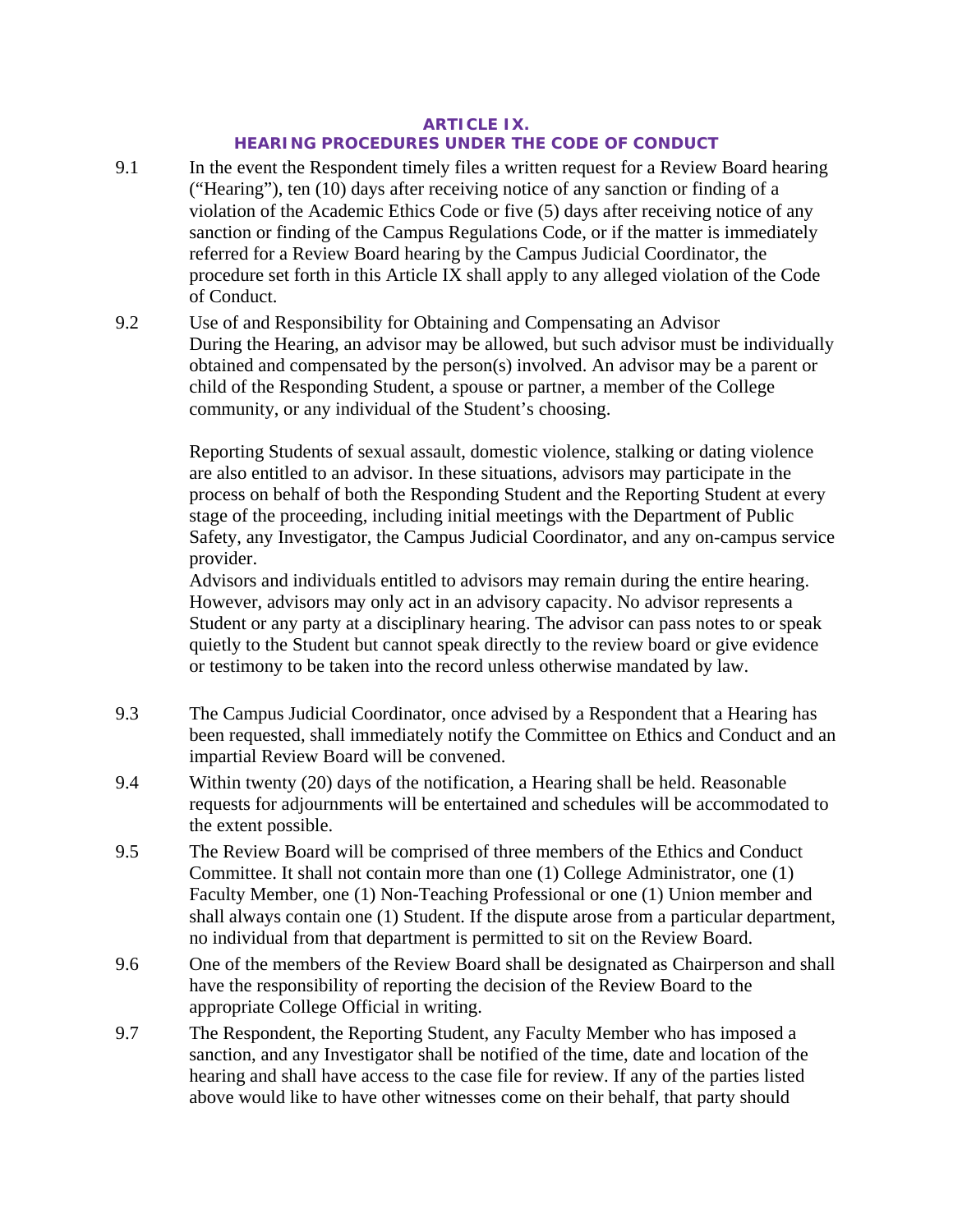## ARTICLE IX.
## HEARING PROCEDURES UNDER THE CODE OF CONDUCT

9.1 In the event the Respondent timely files a written request for a Review Board hearing ("Hearing"), ten (10) days after receiving notice of any sanction or finding of a violation of the Academic Ethics Code or five (5) days after receiving notice of any sanction or finding of the Campus Regulations Code, or if the matter is immediately referred for a Review Board hearing by the Campus Judicial Coordinator, the procedure set forth in this Article IX shall apply to any alleged violation of the Code of Conduct.

9.2 Use of and Responsibility for Obtaining and Compensating an Advisor
During the Hearing, an advisor may be allowed, but such advisor must be individually obtained and compensated by the person(s) involved. An advisor may be a parent or child of the Responding Student, a spouse or partner, a member of the College community, or any individual of the Student's choosing.

Reporting Students of sexual assault, domestic violence, stalking or dating violence are also entitled to an advisor. In these situations, advisors may participate in the process on behalf of both the Responding Student and the Reporting Student at every stage of the proceeding, including initial meetings with the Department of Public Safety, any Investigator, the Campus Judicial Coordinator, and any on-campus service provider.
Advisors and individuals entitled to advisors may remain during the entire hearing. However, advisors may only act in an advisory capacity. No advisor represents a Student or any party at a disciplinary hearing. The advisor can pass notes to or speak quietly to the Student but cannot speak directly to the review board or give evidence or testimony to be taken into the record unless otherwise mandated by law.

9.3 The Campus Judicial Coordinator, once advised by a Respondent that a Hearing has been requested, shall immediately notify the Committee on Ethics and Conduct and an impartial Review Board will be convened.

9.4 Within twenty (20) days of the notification, a Hearing shall be held. Reasonable requests for adjournments will be entertained and schedules will be accommodated to the extent possible.

9.5 The Review Board will be comprised of three members of the Ethics and Conduct Committee. It shall not contain more than one (1) College Administrator, one (1) Faculty Member, one (1) Non-Teaching Professional or one (1) Union member and shall always contain one (1) Student. If the dispute arose from a particular department, no individual from that department is permitted to sit on the Review Board.

9.6 One of the members of the Review Board shall be designated as Chairperson and shall have the responsibility of reporting the decision of the Review Board to the appropriate College Official in writing.

9.7 The Respondent, the Reporting Student, any Faculty Member who has imposed a sanction, and any Investigator shall be notified of the time, date and location of the hearing and shall have access to the case file for review. If any of the parties listed above would like to have other witnesses come on their behalf, that party should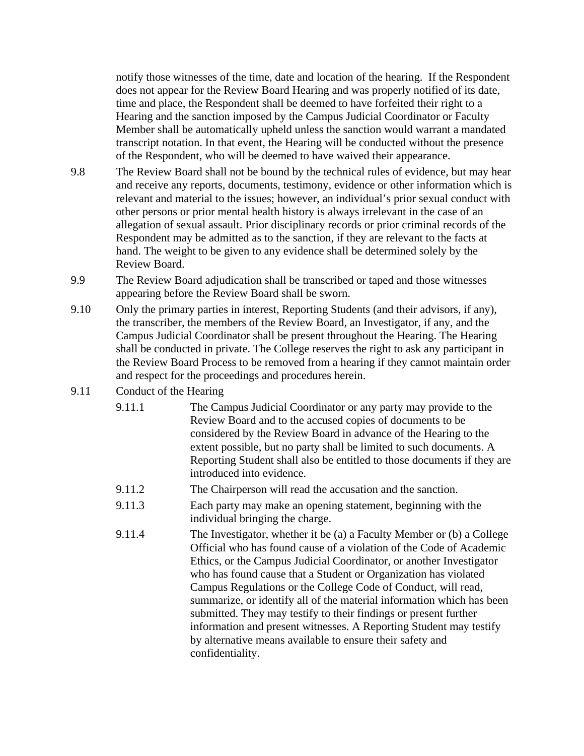notify those witnesses of the time, date and location of the hearing. If the Respondent does not appear for the Review Board Hearing and was properly notified of its date, time and place, the Respondent shall be deemed to have forfeited their right to a Hearing and the sanction imposed by the Campus Judicial Coordinator or Faculty Member shall be automatically upheld unless the sanction would warrant a mandated transcript notation. In that event, the Hearing will be conducted without the presence of the Respondent, who will be deemed to have waived their appearance.

9.8 The Review Board shall not be bound by the technical rules of evidence, but may hear and receive any reports, documents, testimony, evidence or other information which is relevant and material to the issues; however, an individual's prior sexual conduct with other persons or prior mental health history is always irrelevant in the case of an allegation of sexual assault. Prior disciplinary records or prior criminal records of the Respondent may be admitted as to the sanction, if they are relevant to the facts at hand. The weight to be given to any evidence shall be determined solely by the Review Board.

9.9 The Review Board adjudication shall be transcribed or taped and those witnesses appearing before the Review Board shall be sworn.

9.10 Only the primary parties in interest, Reporting Students (and their advisors, if any), the transcriber, the members of the Review Board, an Investigator, if any, and the Campus Judicial Coordinator shall be present throughout the Hearing. The Hearing shall be conducted in private. The College reserves the right to ask any participant in the Review Board Process to be removed from a hearing if they cannot maintain order and respect for the proceedings and procedures herein.

9.11 Conduct of the Hearing

- 9.11.1 The Campus Judicial Coordinator or any party may provide to the Review Board and to the accused copies of documents to be considered by the Review Board in advance of the Hearing to the extent possible, but no party shall be limited to such documents. A Reporting Student shall also be entitled to those documents if they are introduced into evidence.
- 9.11.2 The Chairperson will read the accusation and the sanction.
- 9.11.3 Each party may make an opening statement, beginning with the individual bringing the charge.
- 9.11.4 The Investigator, whether it be (a) a Faculty Member or (b) a College Official who has found cause of a violation of the Code of Academic Ethics, or the Campus Judicial Coordinator, or another Investigator who has found cause that a Student or Organization has violated Campus Regulations or the College Code of Conduct, will read, summarize, or identify all of the material information which has been submitted. They may testify to their findings or present further information and present witnesses. A Reporting Student may testify by alternative means available to ensure their safety and confidentiality.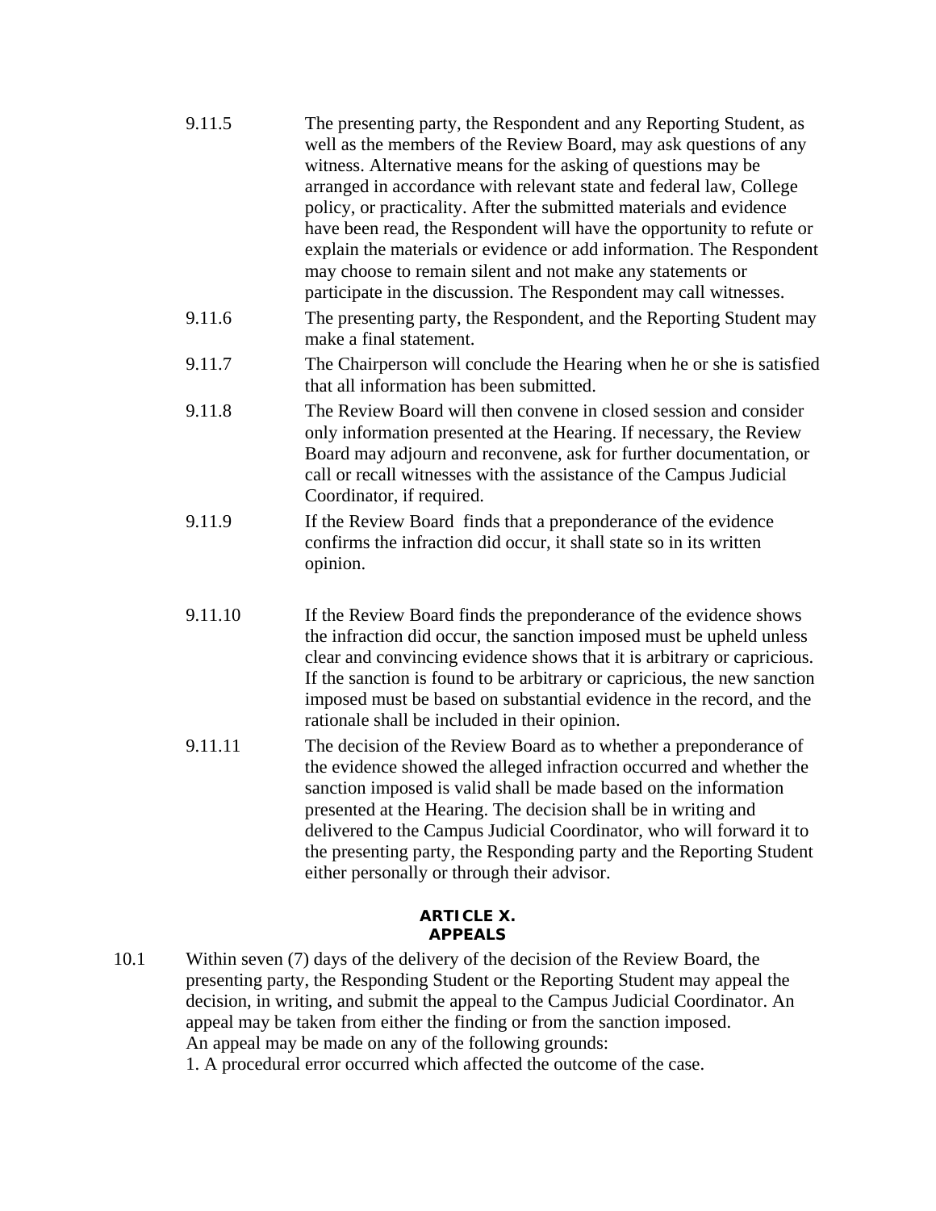9.11.5 The presenting party, the Respondent and any Reporting Student, as well as the members of the Review Board, may ask questions of any witness. Alternative means for the asking of questions may be arranged in accordance with relevant state and federal law, College policy, or practicality. After the submitted materials and evidence have been read, the Respondent will have the opportunity to refute or explain the materials or evidence or add information. The Respondent may choose to remain silent and not make any statements or participate in the discussion. The Respondent may call witnesses.

9.11.6 The presenting party, the Respondent, and the Reporting Student may make a final statement.

9.11.7 The Chairperson will conclude the Hearing when he or she is satisfied that all information has been submitted.

9.11.8 The Review Board will then convene in closed session and consider only information presented at the Hearing. If necessary, the Review Board may adjourn and reconvene, ask for further documentation, or call or recall witnesses with the assistance of the Campus Judicial Coordinator, if required.

9.11.9 If the Review Board finds that a preponderance of the evidence confirms the infraction did occur, it shall state so in its written opinion.

9.11.10 If the Review Board finds the preponderance of the evidence shows the infraction did occur, the sanction imposed must be upheld unless clear and convincing evidence shows that it is arbitrary or capricious. If the sanction is found to be arbitrary or capricious, the new sanction imposed must be based on substantial evidence in the record, and the rationale shall be included in their opinion.

9.11.11 The decision of the Review Board as to whether a preponderance of the evidence showed the alleged infraction occurred and whether the sanction imposed is valid shall be made based on the information presented at the Hearing. The decision shall be in writing and delivered to the Campus Judicial Coordinator, who will forward it to the presenting party, the Responding party and the Reporting Student either personally or through their advisor.

## ARTICLE X.
## APPEALS

10.1 Within seven (7) days of the delivery of the decision of the Review Board, the presenting party, the Responding Student or the Reporting Student may appeal the decision, in writing, and submit the appeal to the Campus Judicial Coordinator. An appeal may be taken from either the finding or from the sanction imposed.
An appeal may be made on any of the following grounds:
1. A procedural error occurred which affected the outcome of the case.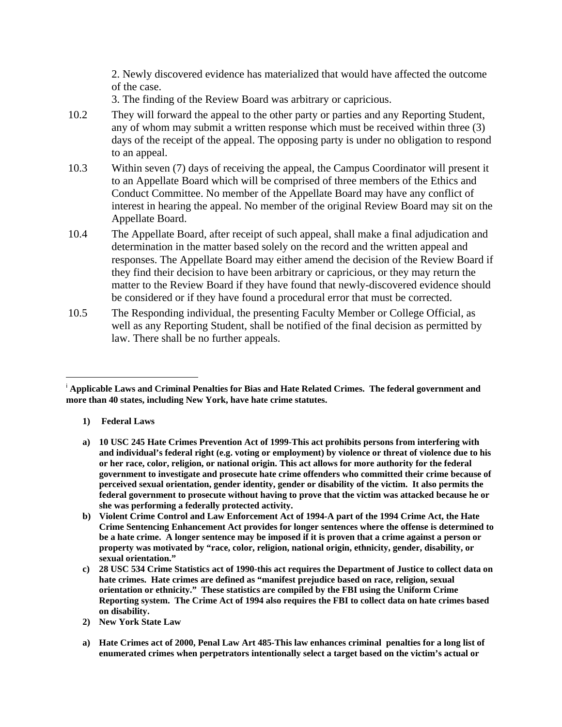2. Newly discovered evidence has materialized that would have affected the outcome of the case.

3. The finding of the Review Board was arbitrary or capricious.

10.2 They will forward the appeal to the other party or parties and any Reporting Student, any of whom may submit a written response which must be received within three (3) days of the receipt of the appeal. The opposing party is under no obligation to respond to an appeal.

10.3 Within seven (7) days of receiving the appeal, the Campus Coordinator will present it to an Appellate Board which will be comprised of three members of the Ethics and Conduct Committee. No member of the Appellate Board may have any conflict of interest in hearing the appeal. No member of the original Review Board may sit on the Appellate Board.

10.4 The Appellate Board, after receipt of such appeal, shall make a final adjudication and determination in the matter based solely on the record and the written appeal and responses. The Appellate Board may either amend the decision of the Review Board if they find their decision to have been arbitrary or capricious, or they may return the matter to the Review Board if they have found that newly-discovered evidence should be considered or if they have found a procedural error that must be corrected.

10.5 The Responding individual, the presenting Faculty Member or College Official, as well as any Reporting Student, shall be notified of the final decision as permitted by law. There shall be no further appeals.

---

[i] **Applicable Laws and Criminal Penalties for Bias and Hate Related Crimes. The federal government and more than 40 states, including New York, have hate crime statutes.**

**1) Federal Laws**

**a) 10 USC 245 Hate Crimes Prevention Act of 1999-This act prohibits persons from interfering with and individual's federal right (e.g. voting or employment) by violence or threat of violence due to his or her race, color, religion, or national origin. This act allows for more authority for the federal government to investigate and prosecute hate crime offenders who committed their crime because of perceived sexual orientation, gender identity, gender or disability of the victim. It also permits the federal government to prosecute without having to prove that the victim was attacked because he or she was performing a federally protected activity.**

**b) Violent Crime Control and Law Enforcement Act of 1994-A part of the 1994 Crime Act, the Hate Crime Sentencing Enhancement Act provides for longer sentences where the offense is determined to be a hate crime. A longer sentence may be imposed if it is proven that a crime against a person or property was motivated by "race, color, religion, national origin, ethnicity, gender, disability, or sexual orientation."**

**c) 28 USC 534 Crime Statistics act of 1990-this act requires the Department of Justice to collect data on hate crimes. Hate crimes are defined as "manifest prejudice based on race, religion, sexual orientation or ethnicity." These statistics are compiled by the FBI using the Uniform Crime Reporting system. The Crime Act of 1994 also requires the FBI to collect data on hate crimes based on disability.**

**2) New York State Law**

**a) Hate Crimes act of 2000, Penal Law Art 485-This law enhances criminal penalties for a long list of enumerated crimes when perpetrators intentionally select a target based on the victim's actual or**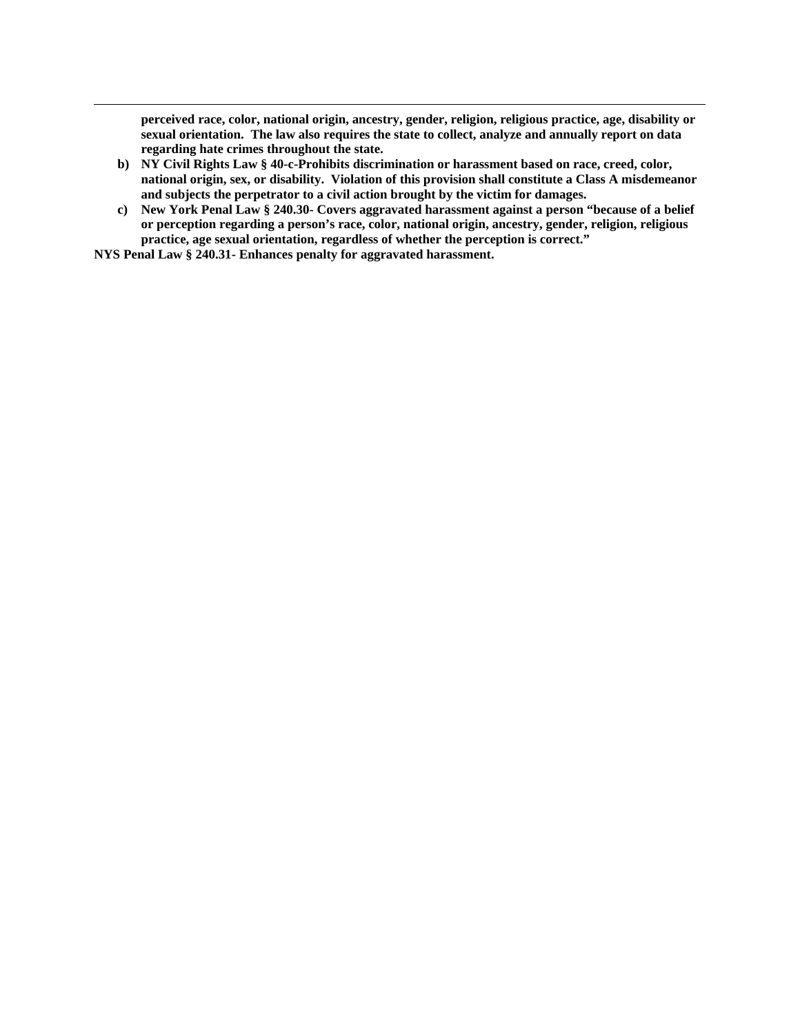**perceived race, color, national origin, ancestry, gender, religion, religious practice, age, disability or sexual orientation. The law also requires the state to collect, analyze and annually report on data regarding hate crimes throughout the state.**

b) **NY Civil Rights Law § 40-c-Prohibits discrimination or harassment based on race, creed, color, national origin, sex, or disability. Violation of this provision shall constitute a Class A misdemeanor and subjects the perpetrator to a civil action brought by the victim for damages.**
c) **New York Penal Law § 240.30- Covers aggravated harassment against a person "because of a belief or perception regarding a person's race, color, national origin, ancestry, gender, religion, religious practice, age sexual orientation, regardless of whether the perception is correct."**

**NYS Penal Law § 240.31- Enhances penalty for aggravated harassment.**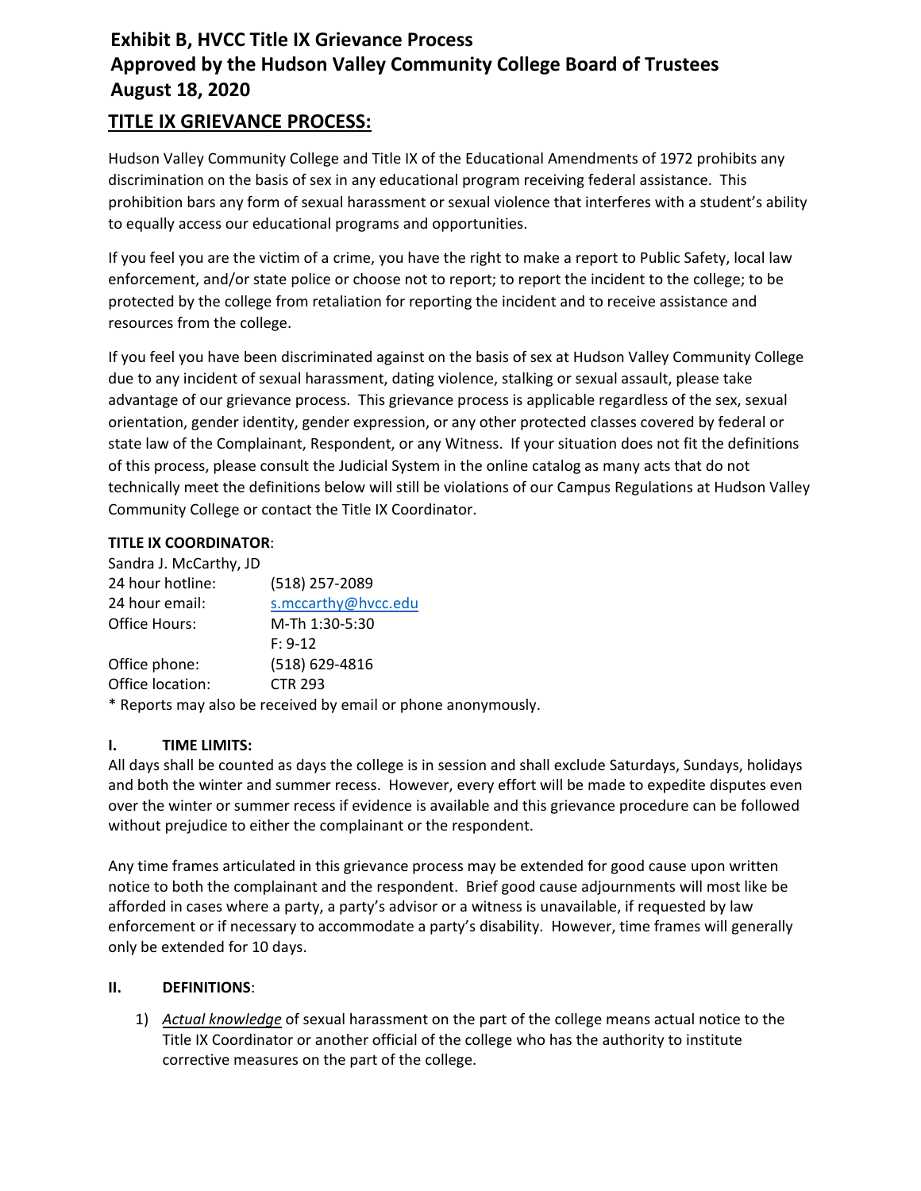# Exhibit B, HVCC Title IX Grievance Process
# Approved by the Hudson Valley Community College Board of Trustees
# August 18, 2020

## TITLE IX GRIEVANCE PROCESS:

Hudson Valley Community College and Title IX of the Educational Amendments of 1972 prohibits any discrimination on the basis of sex in any educational program receiving federal assistance. This prohibition bars any form of sexual harassment or sexual violence that interferes with a student's ability to equally access our educational programs and opportunities.

If you feel you are the victim of a crime, you have the right to make a report to Public Safety, local law enforcement, and/or state police or choose not to report; to report the incident to the college; to be protected by the college from retaliation for reporting the incident and to receive assistance and resources from the college.

If you feel you have been discriminated against on the basis of sex at Hudson Valley Community College due to any incident of sexual harassment, dating violence, stalking or sexual assault, please take advantage of our grievance process. This grievance process is applicable regardless of the sex, sexual orientation, gender identity, gender expression, or any other protected classes covered by federal or state law of the Complainant, Respondent, or any Witness. If your situation does not fit the definitions of this process, please consult the Judicial System in the online catalog as many acts that do not technically meet the definitions below will still be violations of our Campus Regulations at Hudson Valley Community College or contact the Title IX Coordinator.

**TITLE IX COORDINATOR**:

Sandra J. McCarthy, JD

| | |
|---|---|
| 24 hour hotline: | (518) 257-2089 |
| 24 hour email: | s.mccarthy@hvcc.edu |
| Office Hours: | M-Th 1:30-5:30 |
| | F: 9-12 |
| Office phone: | (518) 629-4816 |
| Office location: | CTR 293 |

* Reports may also be received by email or phone anonymously.

### I. TIME LIMITS:

All days shall be counted as days the college is in session and shall exclude Saturdays, Sundays, holidays and both the winter and summer recess. However, every effort will be made to expedite disputes even over the winter or summer recess if evidence is available and this grievance procedure can be followed without prejudice to either the complainant or the respondent.

Any time frames articulated in this grievance process may be extended for good cause upon written notice to both the complainant and the respondent. Brief good cause adjournments will most like be afforded in cases where a party, a party's advisor or a witness is unavailable, if requested by law enforcement or if necessary to accommodate a party's disability. However, time frames will generally only be extended for 10 days.

### II. DEFINITIONS:

1) *Actual knowledge* of sexual harassment on the part of the college means actual notice to the Title IX Coordinator or another official of the college who has the authority to institute corrective measures on the part of the college.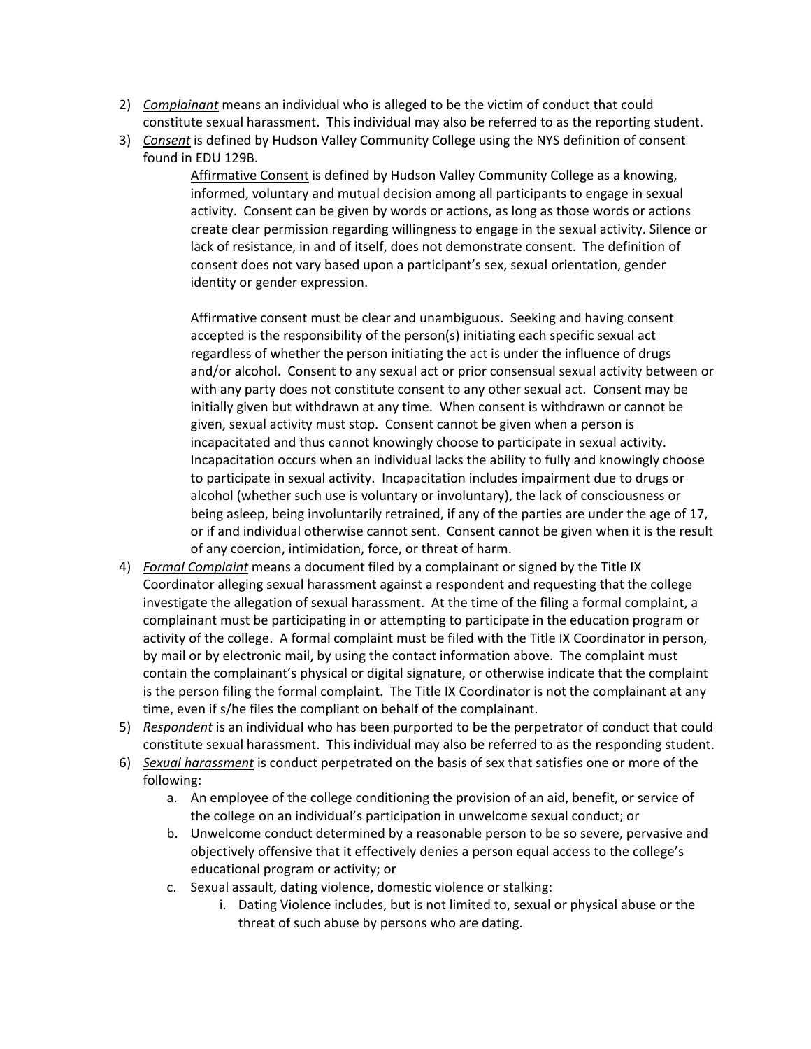2) *Complainant* means an individual who is alleged to be the victim of conduct that could constitute sexual harassment. This individual may also be referred to as the reporting student.
3) *Consent* is defined by Hudson Valley Community College using the NYS definition of consent found in EDU 129B.

   Affirmative Consent is defined by Hudson Valley Community College as a knowing, informed, voluntary and mutual decision among all participants to engage in sexual activity. Consent can be given by words or actions, as long as those words or actions create clear permission regarding willingness to engage in the sexual activity. Silence or lack of resistance, in and of itself, does not demonstrate consent. The definition of consent does not vary based upon a participant's sex, sexual orientation, gender identity or gender expression.

   Affirmative consent must be clear and unambiguous. Seeking and having consent accepted is the responsibility of the person(s) initiating each specific sexual act regardless of whether the person initiating the act is under the influence of drugs and/or alcohol. Consent to any sexual act or prior consensual sexual activity between or with any party does not constitute consent to any other sexual act. Consent may be initially given but withdrawn at any time. When consent is withdrawn or cannot be given, sexual activity must stop. Consent cannot be given when a person is incapacitated and thus cannot knowingly choose to participate in sexual activity. Incapacitation occurs when an individual lacks the ability to fully and knowingly choose to participate in sexual activity. Incapacitation includes impairment due to drugs or alcohol (whether such use is voluntary or involuntary), the lack of consciousness or being asleep, being involuntarily retrained, if any of the parties are under the age of 17, or if and individual otherwise cannot sent. Consent cannot be given when it is the result of any coercion, intimidation, force, or threat of harm.
4) *Formal Complaint* means a document filed by a complainant or signed by the Title IX Coordinator alleging sexual harassment against a respondent and requesting that the college investigate the allegation of sexual harassment. At the time of the filing a formal complaint, a complainant must be participating in or attempting to participate in the education program or activity of the college. A formal complaint must be filed with the Title IX Coordinator in person, by mail or by electronic mail, by using the contact information above. The complaint must contain the complainant's physical or digital signature, or otherwise indicate that the complaint is the person filing the formal complaint. The Title IX Coordinator is not the complainant at any time, even if s/he files the compliant on behalf of the complainant.
5) *Respondent* is an individual who has been purported to be the perpetrator of conduct that could constitute sexual harassment. This individual may also be referred to as the responding student.
6) *Sexual harassment* is conduct perpetrated on the basis of sex that satisfies one or more of the following:
   a. An employee of the college conditioning the provision of an aid, benefit, or service of the college on an individual's participation in unwelcome sexual conduct; or
   b. Unwelcome conduct determined by a reasonable person to be so severe, pervasive and objectively offensive that it effectively denies a person equal access to the college's educational program or activity; or
   c. Sexual assault, dating violence, domestic violence or stalking:
      i. Dating Violence includes, but is not limited to, sexual or physical abuse or the threat of such abuse by persons who are dating.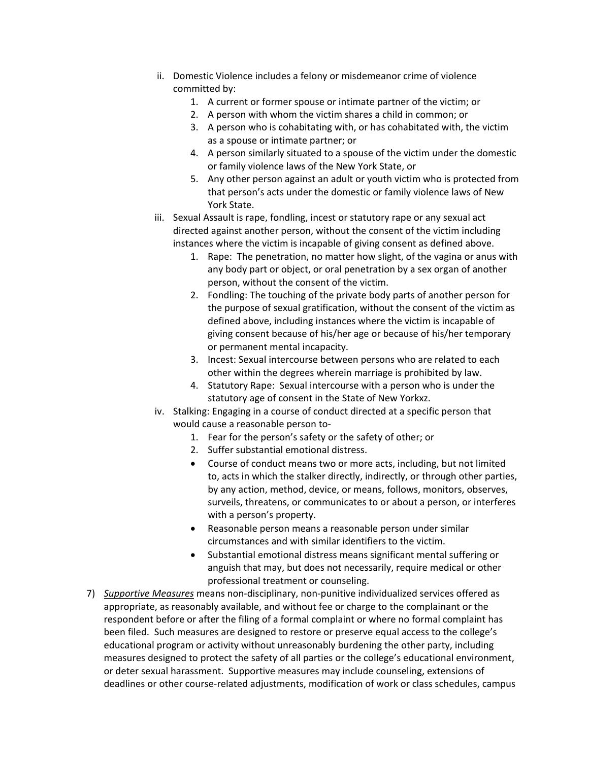ii. Domestic Violence includes a felony or misdemeanor crime of violence committed by:
    1. A current or former spouse or intimate partner of the victim; or
    2. A person with whom the victim shares a child in common; or
    3. A person who is cohabitating with, or has cohabitated with, the victim as a spouse or intimate partner; or
    4. A person similarly situated to a spouse of the victim under the domestic or family violence laws of the New York State, or
    5. Any other person against an adult or youth victim who is protected from that person's acts under the domestic or family violence laws of New York State.

iii. Sexual Assault is rape, fondling, incest or statutory rape or any sexual act directed against another person, without the consent of the victim including instances where the victim is incapable of giving consent as defined above.
    1. Rape: The penetration, no matter how slight, of the vagina or anus with any body part or object, or oral penetration by a sex organ of another person, without the consent of the victim.
    2. Fondling: The touching of the private body parts of another person for the purpose of sexual gratification, without the consent of the victim as defined above, including instances where the victim is incapable of giving consent because of his/her age or because of his/her temporary or permanent mental incapacity.
    3. Incest: Sexual intercourse between persons who are related to each other within the degrees wherein marriage is prohibited by law.
    4. Statutory Rape: Sexual intercourse with a person who is under the statutory age of consent in the State of New Yorkxz.

iv. Stalking: Engaging in a course of conduct directed at a specific person that would cause a reasonable person to-
    1. Fear for the person's safety or the safety of other; or
    2. Suffer substantial emotional distress.
    - Course of conduct means two or more acts, including, but not limited to, acts in which the stalker directly, indirectly, or through other parties, by any action, method, device, or means, follows, monitors, observes, surveils, threatens, or communicates to or about a person, or interferes with a person's property.
    - Reasonable person means a reasonable person under similar circumstances and with similar identifiers to the victim.
    - Substantial emotional distress means significant mental suffering or anguish that may, but does not necessarily, require medical or other professional treatment or counseling.

7) *Supportive Measures* means non-disciplinary, non-punitive individualized services offered as appropriate, as reasonably available, and without fee or charge to the complainant or the respondent before or after the filing of a formal complaint or where no formal complaint has been filed. Such measures are designed to restore or preserve equal access to the college's educational program or activity without unreasonably burdening the other party, including measures designed to protect the safety of all parties or the college's educational environment, or deter sexual harassment. Supportive measures may include counseling, extensions of deadlines or other course-related adjustments, modification of work or class schedules, campus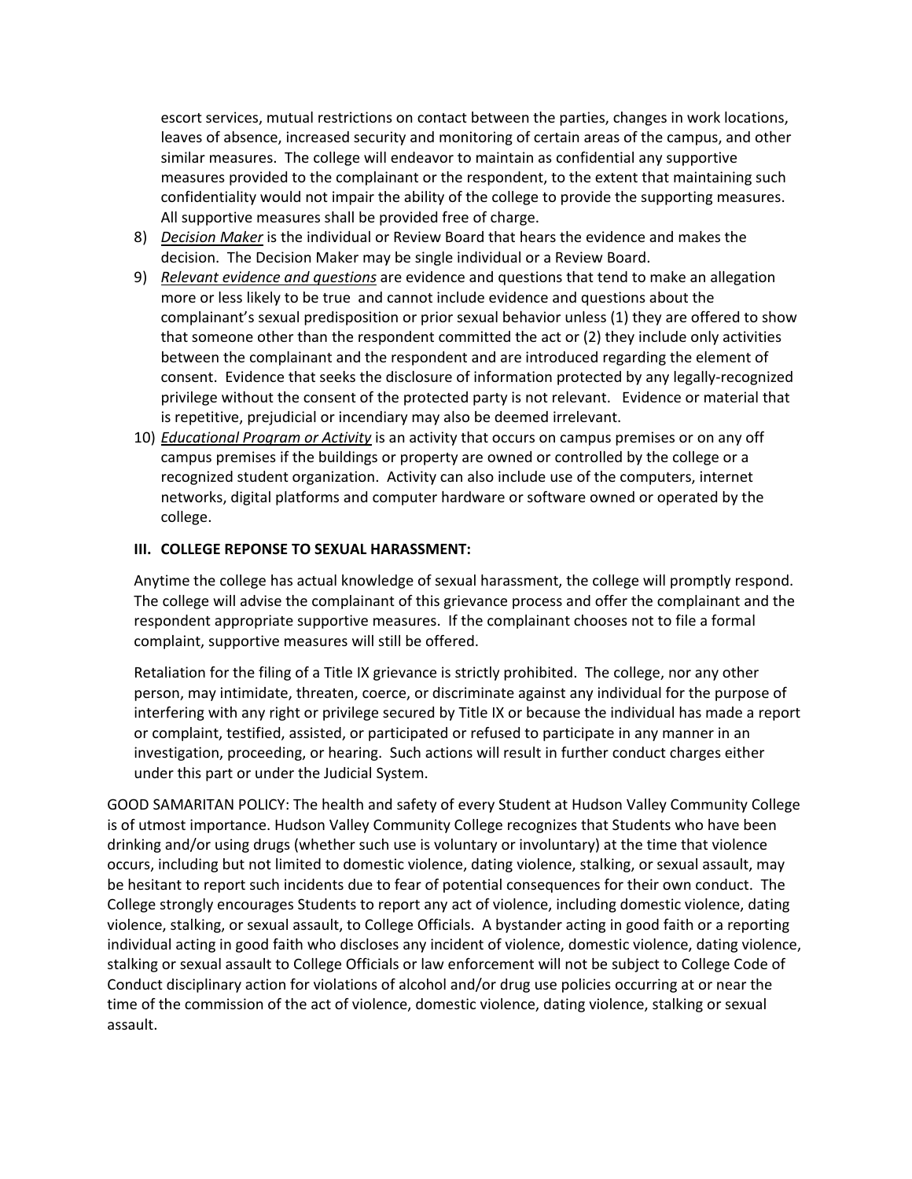escort services, mutual restrictions on contact between the parties, changes in work locations, leaves of absence, increased security and monitoring of certain areas of the campus, and other similar measures. The college will endeavor to maintain as confidential any supportive measures provided to the complainant or the respondent, to the extent that maintaining such confidentiality would not impair the ability of the college to provide the supporting measures. All supportive measures shall be provided free of charge.

8) *Decision Maker* is the individual or Review Board that hears the evidence and makes the decision. The Decision Maker may be single individual or a Review Board.
9) *Relevant evidence and questions* are evidence and questions that tend to make an allegation more or less likely to be true and cannot include evidence and questions about the complainant's sexual predisposition or prior sexual behavior unless (1) they are offered to show that someone other than the respondent committed the act or (2) they include only activities between the complainant and the respondent and are introduced regarding the element of consent. Evidence that seeks the disclosure of information protected by any legally-recognized privilege without the consent of the protected party is not relevant. Evidence or material that is repetitive, prejudicial or incendiary may also be deemed irrelevant.
10) *Educational Program or Activity* is an activity that occurs on campus premises or on any off campus premises if the buildings or property are owned or controlled by the college or a recognized student organization. Activity can also include use of the computers, internet networks, digital platforms and computer hardware or software owned or operated by the college.

### III. COLLEGE REPONSE TO SEXUAL HARASSMENT:

Anytime the college has actual knowledge of sexual harassment, the college will promptly respond. The college will advise the complainant of this grievance process and offer the complainant and the respondent appropriate supportive measures. If the complainant chooses not to file a formal complaint, supportive measures will still be offered.

Retaliation for the filing of a Title IX grievance is strictly prohibited. The college, nor any other person, may intimidate, threaten, coerce, or discriminate against any individual for the purpose of interfering with any right or privilege secured by Title IX or because the individual has made a report or complaint, testified, assisted, or participated or refused to participate in any manner in an investigation, proceeding, or hearing. Such actions will result in further conduct charges either under this part or under the Judicial System.

GOOD SAMARITAN POLICY: The health and safety of every Student at Hudson Valley Community College is of utmost importance. Hudson Valley Community College recognizes that Students who have been drinking and/or using drugs (whether such use is voluntary or involuntary) at the time that violence occurs, including but not limited to domestic violence, dating violence, stalking, or sexual assault, may be hesitant to report such incidents due to fear of potential consequences for their own conduct. The College strongly encourages Students to report any act of violence, including domestic violence, dating violence, stalking, or sexual assault, to College Officials. A bystander acting in good faith or a reporting individual acting in good faith who discloses any incident of violence, domestic violence, dating violence, stalking or sexual assault to College Officials or law enforcement will not be subject to College Code of Conduct disciplinary action for violations of alcohol and/or drug use policies occurring at or near the time of the commission of the act of violence, domestic violence, dating violence, stalking or sexual assault.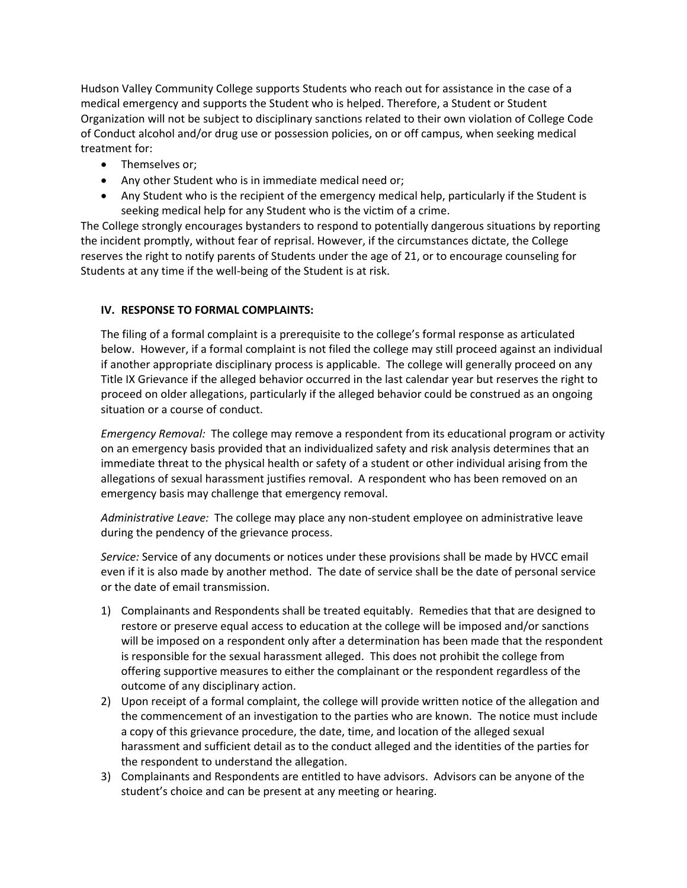Hudson Valley Community College supports Students who reach out for assistance in the case of a medical emergency and supports the Student who is helped. Therefore, a Student or Student Organization will not be subject to disciplinary sanctions related to their own violation of College Code of Conduct alcohol and/or drug use or possession policies, on or off campus, when seeking medical treatment for:

- Themselves or;
- Any other Student who is in immediate medical need or;
- Any Student who is the recipient of the emergency medical help, particularly if the Student is seeking medical help for any Student who is the victim of a crime.

The College strongly encourages bystanders to respond to potentially dangerous situations by reporting the incident promptly, without fear of reprisal. However, if the circumstances dictate, the College reserves the right to notify parents of Students under the age of 21, or to encourage counseling for Students at any time if the well-being of the Student is at risk.

### IV. RESPONSE TO FORMAL COMPLAINTS:

The filing of a formal complaint is a prerequisite to the college's formal response as articulated below. However, if a formal complaint is not filed the college may still proceed against an individual if another appropriate disciplinary process is applicable. The college will generally proceed on any Title IX Grievance if the alleged behavior occurred in the last calendar year but reserves the right to proceed on older allegations, particularly if the alleged behavior could be construed as an ongoing situation or a course of conduct.

*Emergency Removal:* The college may remove a respondent from its educational program or activity on an emergency basis provided that an individualized safety and risk analysis determines that an immediate threat to the physical health or safety of a student or other individual arising from the allegations of sexual harassment justifies removal. A respondent who has been removed on an emergency basis may challenge that emergency removal.

*Administrative Leave:* The college may place any non-student employee on administrative leave during the pendency of the grievance process.

*Service:* Service of any documents or notices under these provisions shall be made by HVCC email even if it is also made by another method. The date of service shall be the date of personal service or the date of email transmission.

1) Complainants and Respondents shall be treated equitably. Remedies that that are designed to restore or preserve equal access to education at the college will be imposed and/or sanctions will be imposed on a respondent only after a determination has been made that the respondent is responsible for the sexual harassment alleged. This does not prohibit the college from offering supportive measures to either the complainant or the respondent regardless of the outcome of any disciplinary action.
2) Upon receipt of a formal complaint, the college will provide written notice of the allegation and the commencement of an investigation to the parties who are known. The notice must include a copy of this grievance procedure, the date, time, and location of the alleged sexual harassment and sufficient detail as to the conduct alleged and the identities of the parties for the respondent to understand the allegation.
3) Complainants and Respondents are entitled to have advisors. Advisors can be anyone of the student's choice and can be present at any meeting or hearing.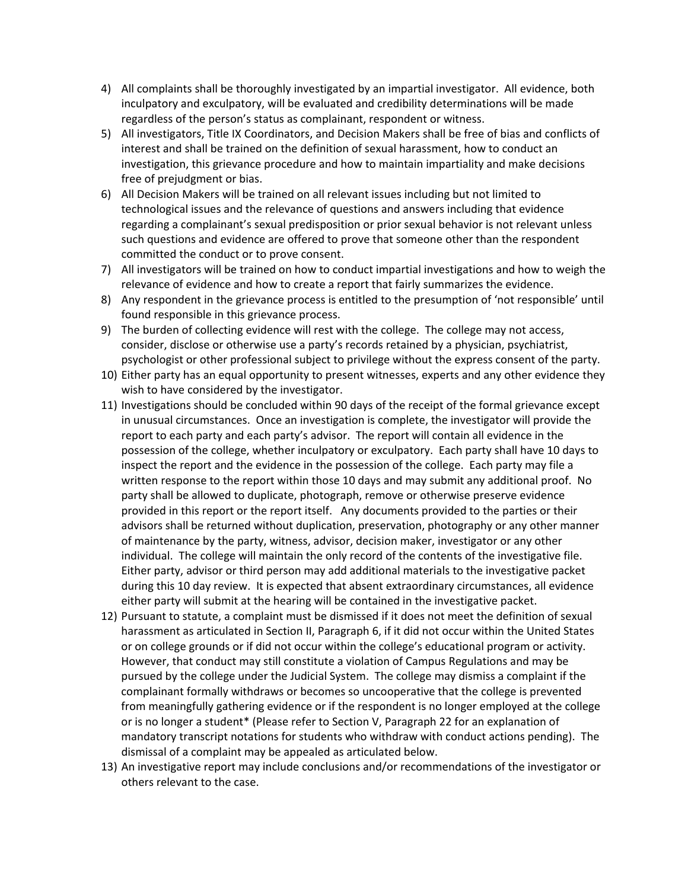4) All complaints shall be thoroughly investigated by an impartial investigator. All evidence, both inculpatory and exculpatory, will be evaluated and credibility determinations will be made regardless of the person's status as complainant, respondent or witness.
5) All investigators, Title IX Coordinators, and Decision Makers shall be free of bias and conflicts of interest and shall be trained on the definition of sexual harassment, how to conduct an investigation, this grievance procedure and how to maintain impartiality and make decisions free of prejudgment or bias.
6) All Decision Makers will be trained on all relevant issues including but not limited to technological issues and the relevance of questions and answers including that evidence regarding a complainant's sexual predisposition or prior sexual behavior is not relevant unless such questions and evidence are offered to prove that someone other than the respondent committed the conduct or to prove consent.
7) All investigators will be trained on how to conduct impartial investigations and how to weigh the relevance of evidence and how to create a report that fairly summarizes the evidence.
8) Any respondent in the grievance process is entitled to the presumption of 'not responsible' until found responsible in this grievance process.
9) The burden of collecting evidence will rest with the college. The college may not access, consider, disclose or otherwise use a party's records retained by a physician, psychiatrist, psychologist or other professional subject to privilege without the express consent of the party.
10) Either party has an equal opportunity to present witnesses, experts and any other evidence they wish to have considered by the investigator.
11) Investigations should be concluded within 90 days of the receipt of the formal grievance except in unusual circumstances. Once an investigation is complete, the investigator will provide the report to each party and each party's advisor. The report will contain all evidence in the possession of the college, whether inculpatory or exculpatory. Each party shall have 10 days to inspect the report and the evidence in the possession of the college. Each party may file a written response to the report within those 10 days and may submit any additional proof. No party shall be allowed to duplicate, photograph, remove or otherwise preserve evidence provided in this report or the report itself. Any documents provided to the parties or their advisors shall be returned without duplication, preservation, photography or any other manner of maintenance by the party, witness, advisor, decision maker, investigator or any other individual. The college will maintain the only record of the contents of the investigative file. Either party, advisor or third person may add additional materials to the investigative packet during this 10 day review. It is expected that absent extraordinary circumstances, all evidence either party will submit at the hearing will be contained in the investigative packet.
12) Pursuant to statute, a complaint must be dismissed if it does not meet the definition of sexual harassment as articulated in Section II, Paragraph 6, if it did not occur within the United States or on college grounds or if did not occur within the college's educational program or activity. However, that conduct may still constitute a violation of Campus Regulations and may be pursued by the college under the Judicial System. The college may dismiss a complaint if the complainant formally withdraws or becomes so uncooperative that the college is prevented from meaningfully gathering evidence or if the respondent is no longer employed at the college or is no longer a student* (Please refer to Section V, Paragraph 22 for an explanation of mandatory transcript notations for students who withdraw with conduct actions pending). The dismissal of a complaint may be appealed as articulated below.
13) An investigative report may include conclusions and/or recommendations of the investigator or others relevant to the case.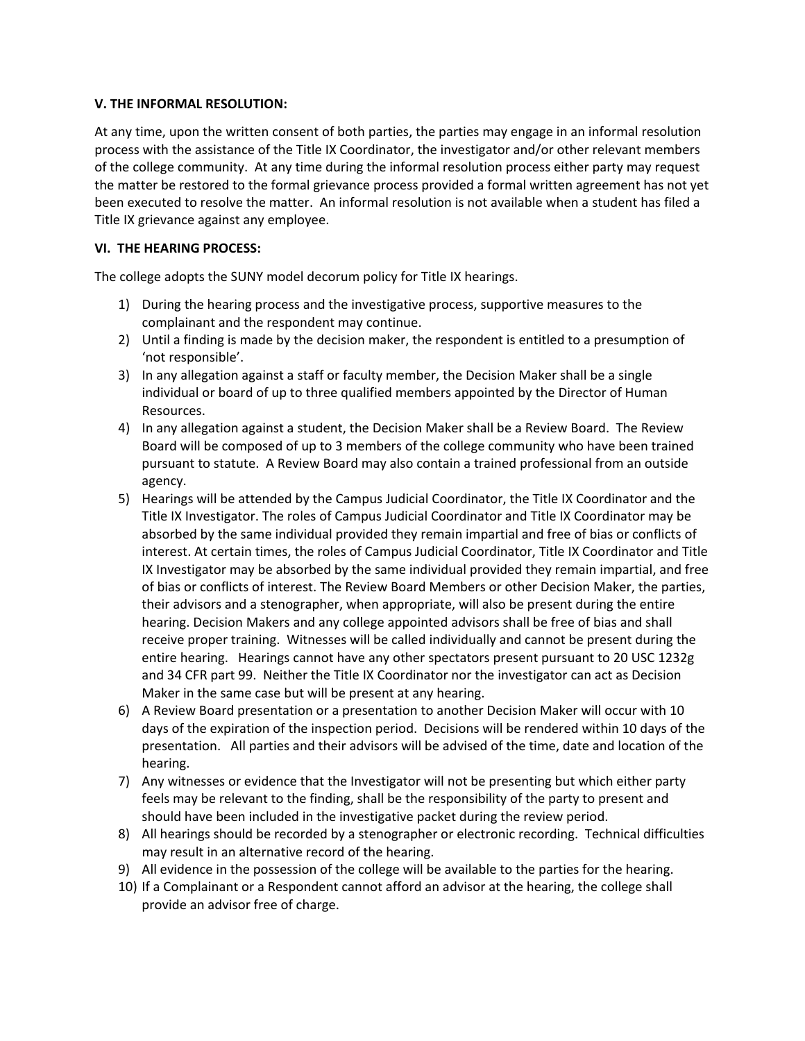**V. THE INFORMAL RESOLUTION:**

At any time, upon the written consent of both parties, the parties may engage in an informal resolution process with the assistance of the Title IX Coordinator, the investigator and/or other relevant members of the college community. At any time during the informal resolution process either party may request the matter be restored to the formal grievance process provided a formal written agreement has not yet been executed to resolve the matter. An informal resolution is not available when a student has filed a Title IX grievance against any employee.

**VI. THE HEARING PROCESS:**

The college adopts the SUNY model decorum policy for Title IX hearings.

1) During the hearing process and the investigative process, supportive measures to the complainant and the respondent may continue.
2) Until a finding is made by the decision maker, the respondent is entitled to a presumption of 'not responsible'.
3) In any allegation against a staff or faculty member, the Decision Maker shall be a single individual or board of up to three qualified members appointed by the Director of Human Resources.
4) In any allegation against a student, the Decision Maker shall be a Review Board. The Review Board will be composed of up to 3 members of the college community who have been trained pursuant to statute. A Review Board may also contain a trained professional from an outside agency.
5) Hearings will be attended by the Campus Judicial Coordinator, the Title IX Coordinator and the Title IX Investigator. The roles of Campus Judicial Coordinator and Title IX Coordinator may be absorbed by the same individual provided they remain impartial and free of bias or conflicts of interest. At certain times, the roles of Campus Judicial Coordinator, Title IX Coordinator and Title IX Investigator may be absorbed by the same individual provided they remain impartial, and free of bias or conflicts of interest. The Review Board Members or other Decision Maker, the parties, their advisors and a stenographer, when appropriate, will also be present during the entire hearing. Decision Makers and any college appointed advisors shall be free of bias and shall receive proper training. Witnesses will be called individually and cannot be present during the entire hearing. Hearings cannot have any other spectators present pursuant to 20 USC 1232g and 34 CFR part 99. Neither the Title IX Coordinator nor the investigator can act as Decision Maker in the same case but will be present at any hearing.
6) A Review Board presentation or a presentation to another Decision Maker will occur with 10 days of the expiration of the inspection period. Decisions will be rendered within 10 days of the presentation. All parties and their advisors will be advised of the time, date and location of the hearing.
7) Any witnesses or evidence that the Investigator will not be presenting but which either party feels may be relevant to the finding, shall be the responsibility of the party to present and should have been included in the investigative packet during the review period.
8) All hearings should be recorded by a stenographer or electronic recording. Technical difficulties may result in an alternative record of the hearing.
9) All evidence in the possession of the college will be available to the parties for the hearing.
10) If a Complainant or a Respondent cannot afford an advisor at the hearing, the college shall provide an advisor free of charge.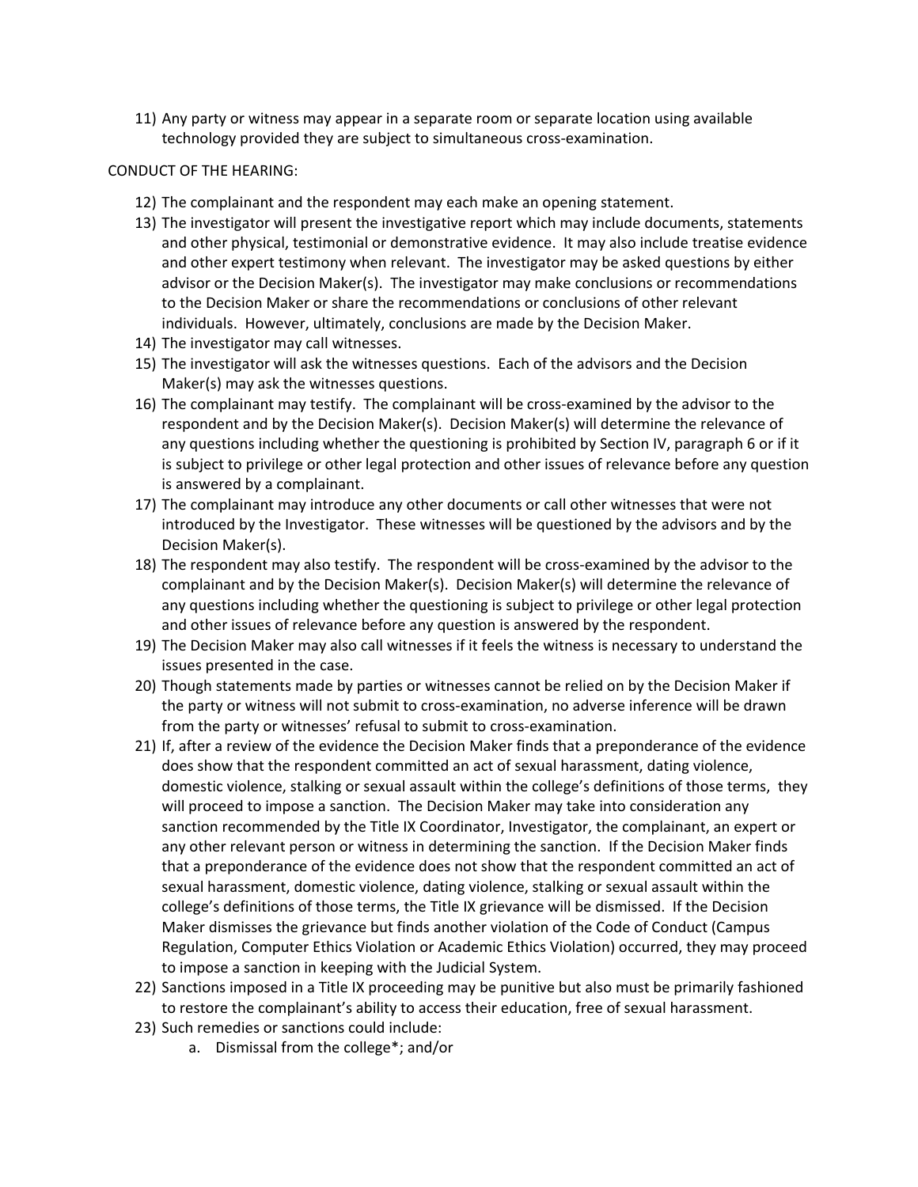11) Any party or witness may appear in a separate room or separate location using available technology provided they are subject to simultaneous cross-examination.

CONDUCT OF THE HEARING:

12) The complainant and the respondent may each make an opening statement.
13) The investigator will present the investigative report which may include documents, statements and other physical, testimonial or demonstrative evidence. It may also include treatise evidence and other expert testimony when relevant. The investigator may be asked questions by either advisor or the Decision Maker(s). The investigator may make conclusions or recommendations to the Decision Maker or share the recommendations or conclusions of other relevant individuals. However, ultimately, conclusions are made by the Decision Maker.
14) The investigator may call witnesses.
15) The investigator will ask the witnesses questions. Each of the advisors and the Decision Maker(s) may ask the witnesses questions.
16) The complainant may testify. The complainant will be cross-examined by the advisor to the respondent and by the Decision Maker(s). Decision Maker(s) will determine the relevance of any questions including whether the questioning is prohibited by Section IV, paragraph 6 or if it is subject to privilege or other legal protection and other issues of relevance before any question is answered by a complainant.
17) The complainant may introduce any other documents or call other witnesses that were not introduced by the Investigator. These witnesses will be questioned by the advisors and by the Decision Maker(s).
18) The respondent may also testify. The respondent will be cross-examined by the advisor to the complainant and by the Decision Maker(s). Decision Maker(s) will determine the relevance of any questions including whether the questioning is subject to privilege or other legal protection and other issues of relevance before any question is answered by the respondent.
19) The Decision Maker may also call witnesses if it feels the witness is necessary to understand the issues presented in the case.
20) Though statements made by parties or witnesses cannot be relied on by the Decision Maker if the party or witness will not submit to cross-examination, no adverse inference will be drawn from the party or witnesses' refusal to submit to cross-examination.
21) If, after a review of the evidence the Decision Maker finds that a preponderance of the evidence does show that the respondent committed an act of sexual harassment, dating violence, domestic violence, stalking or sexual assault within the college's definitions of those terms, they will proceed to impose a sanction. The Decision Maker may take into consideration any sanction recommended by the Title IX Coordinator, Investigator, the complainant, an expert or any other relevant person or witness in determining the sanction. If the Decision Maker finds that a preponderance of the evidence does not show that the respondent committed an act of sexual harassment, domestic violence, dating violence, stalking or sexual assault within the college's definitions of those terms, the Title IX grievance will be dismissed. If the Decision Maker dismisses the grievance but finds another violation of the Code of Conduct (Campus Regulation, Computer Ethics Violation or Academic Ethics Violation) occurred, they may proceed to impose a sanction in keeping with the Judicial System.
22) Sanctions imposed in a Title IX proceeding may be punitive but also must be primarily fashioned to restore the complainant's ability to access their education, free of sexual harassment.
23) Such remedies or sanctions could include:
    a. Dismissal from the college*; and/or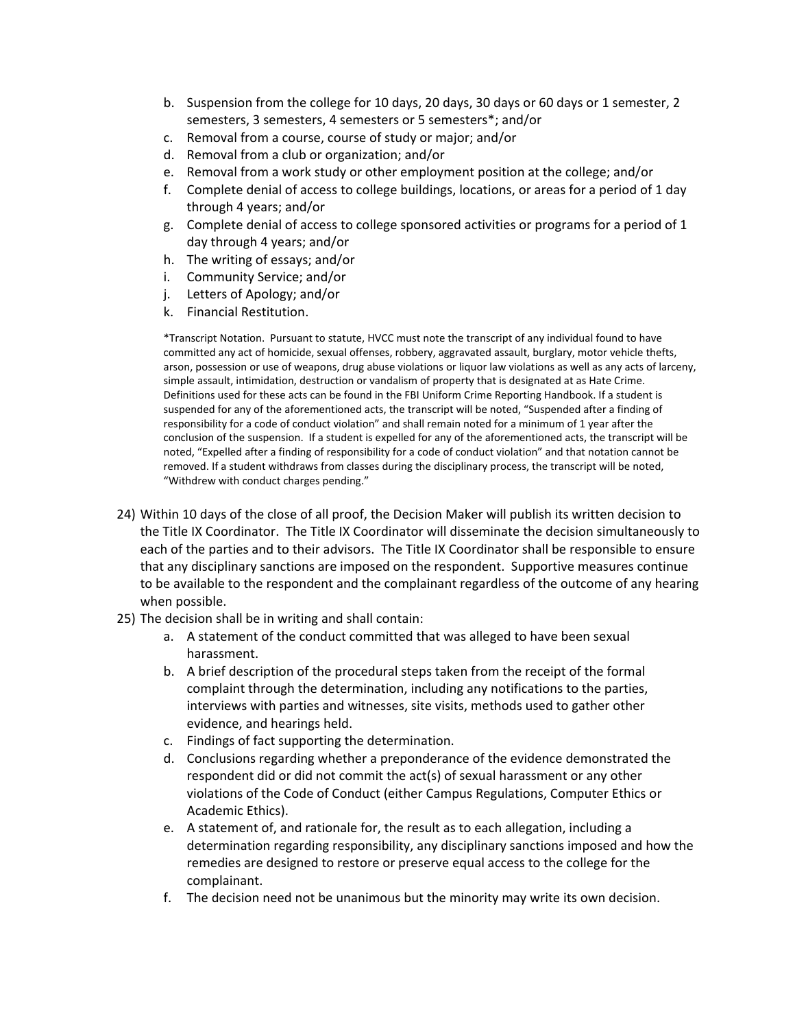b. Suspension from the college for 10 days, 20 days, 30 days or 60 days or 1 semester, 2 semesters, 3 semesters, 4 semesters or 5 semesters*; and/or
c. Removal from a course, course of study or major; and/or
d. Removal from a club or organization; and/or
e. Removal from a work study or other employment position at the college; and/or
f. Complete denial of access to college buildings, locations, or areas for a period of 1 day through 4 years; and/or
g. Complete denial of access to college sponsored activities or programs for a period of 1 day through 4 years; and/or
h. The writing of essays; and/or
i. Community Service; and/or
j. Letters of Apology; and/or
k. Financial Restitution.

*Transcript Notation. Pursuant to statute, HVCC must note the transcript of any individual found to have committed any act of homicide, sexual offenses, robbery, aggravated assault, burglary, motor vehicle thefts, arson, possession or use of weapons, drug abuse violations or liquor law violations as well as any acts of larceny, simple assault, intimidation, destruction or vandalism of property that is designated at as Hate Crime. Definitions used for these acts can be found in the FBI Uniform Crime Reporting Handbook. If a student is suspended for any of the aforementioned acts, the transcript will be noted, "Suspended after a finding of responsibility for a code of conduct violation" and shall remain noted for a minimum of 1 year after the conclusion of the suspension. If a student is expelled for any of the aforementioned acts, the transcript will be noted, "Expelled after a finding of responsibility for a code of conduct violation" and that notation cannot be removed. If a student withdraws from classes during the disciplinary process, the transcript will be noted, "Withdrew with conduct charges pending."

24) Within 10 days of the close of all proof, the Decision Maker will publish its written decision to the Title IX Coordinator. The Title IX Coordinator will disseminate the decision simultaneously to each of the parties and to their advisors. The Title IX Coordinator shall be responsible to ensure that any disciplinary sanctions are imposed on the respondent. Supportive measures continue to be available to the respondent and the complainant regardless of the outcome of any hearing when possible.
25) The decision shall be in writing and shall contain:
    a. A statement of the conduct committed that was alleged to have been sexual harassment.
    b. A brief description of the procedural steps taken from the receipt of the formal complaint through the determination, including any notifications to the parties, interviews with parties and witnesses, site visits, methods used to gather other evidence, and hearings held.
    c. Findings of fact supporting the determination.
    d. Conclusions regarding whether a preponderance of the evidence demonstrated the respondent did or did not commit the act(s) of sexual harassment or any other violations of the Code of Conduct (either Campus Regulations, Computer Ethics or Academic Ethics).
    e. A statement of, and rationale for, the result as to each allegation, including a determination regarding responsibility, any disciplinary sanctions imposed and how the remedies are designed to restore or preserve equal access to the college for the complainant.
    f. The decision need not be unanimous but the minority may write its own decision.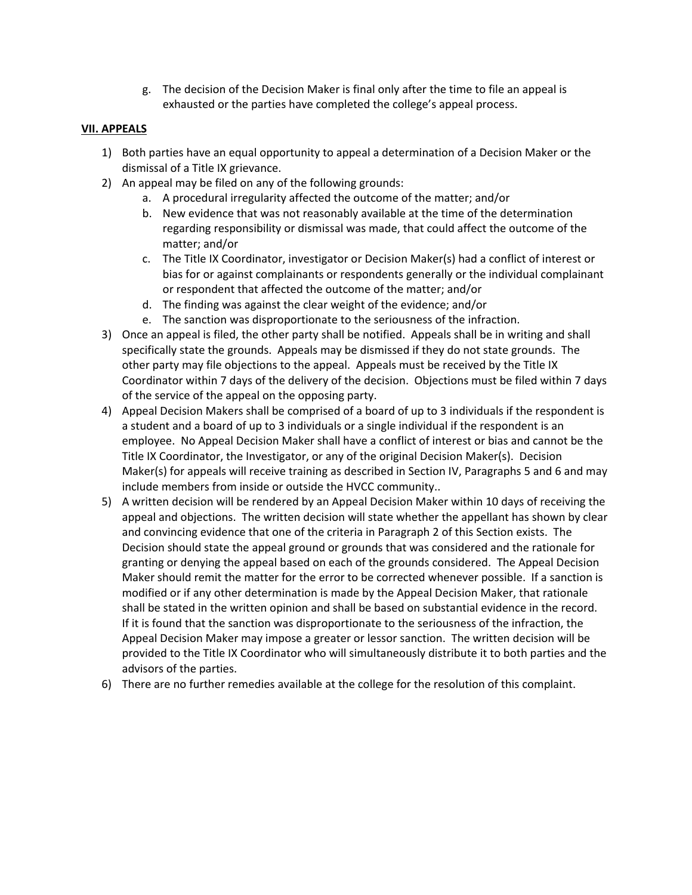g. The decision of the Decision Maker is final only after the time to file an appeal is exhausted or the parties have completed the college's appeal process.

**VII. APPEALS**

1) Both parties have an equal opportunity to appeal a determination of a Decision Maker or the dismissal of a Title IX grievance.
2) An appeal may be filed on any of the following grounds:
   a. A procedural irregularity affected the outcome of the matter; and/or
   b. New evidence that was not reasonably available at the time of the determination regarding responsibility or dismissal was made, that could affect the outcome of the matter; and/or
   c. The Title IX Coordinator, investigator or Decision Maker(s) had a conflict of interest or bias for or against complainants or respondents generally or the individual complainant or respondent that affected the outcome of the matter; and/or
   d. The finding was against the clear weight of the evidence; and/or
   e. The sanction was disproportionate to the seriousness of the infraction.
3) Once an appeal is filed, the other party shall be notified. Appeals shall be in writing and shall specifically state the grounds. Appeals may be dismissed if they do not state grounds. The other party may file objections to the appeal. Appeals must be received by the Title IX Coordinator within 7 days of the delivery of the decision. Objections must be filed within 7 days of the service of the appeal on the opposing party.
4) Appeal Decision Makers shall be comprised of a board of up to 3 individuals if the respondent is a student and a board of up to 3 individuals or a single individual if the respondent is an employee. No Appeal Decision Maker shall have a conflict of interest or bias and cannot be the Title IX Coordinator, the Investigator, or any of the original Decision Maker(s). Decision Maker(s) for appeals will receive training as described in Section IV, Paragraphs 5 and 6 and may include members from inside or outside the HVCC community..
5) A written decision will be rendered by an Appeal Decision Maker within 10 days of receiving the appeal and objections. The written decision will state whether the appellant has shown by clear and convincing evidence that one of the criteria in Paragraph 2 of this Section exists. The Decision should state the appeal ground or grounds that was considered and the rationale for granting or denying the appeal based on each of the grounds considered. The Appeal Decision Maker should remit the matter for the error to be corrected whenever possible. If a sanction is modified or if any other determination is made by the Appeal Decision Maker, that rationale shall be stated in the written opinion and shall be based on substantial evidence in the record. If it is found that the sanction was disproportionate to the seriousness of the infraction, the Appeal Decision Maker may impose a greater or lessor sanction. The written decision will be provided to the Title IX Coordinator who will simultaneously distribute it to both parties and the advisors of the parties.
6) There are no further remedies available at the college for the resolution of this complaint.